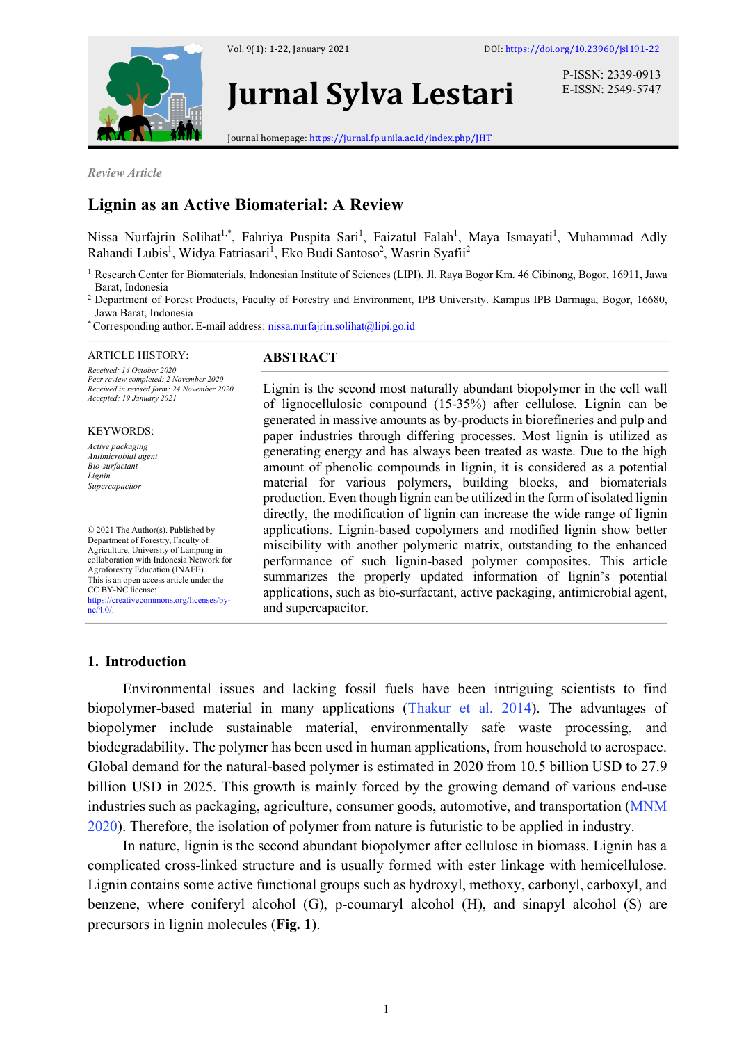Review Article

# Lignin as an Active Biomaterial: A Review

Nissa Nurfajrin Solihat[1,*], Fahriya Puspita Sari[1], Faizatul Falah[1], Maya Ismayati[1], Muhammad Adly Rahandi Lubis[1], Widya Fatriasari[1], Eko Budi Santoso[2], Wasrin Syafii[2]

[1] Research Center for Biomaterials, Indonesian Institute of Sciences (LIPI). Jl. Raya Bogor Km. 46 Cibinong, Bogor, 16911, Jawa Barat, Indonesia

[2] Department of Forest Products, Faculty of Forestry and Environment, IPB University. Kampus IPB Darmaga, Bogor, 16680, Jawa Barat, Indonesia

[*] Corresponding author. E-mail address: nissa.nurfajrin.solihat@lipi.go.id

ARTICLE HISTORY:

*Received: 14 October 2020*
*Peer review completed: 2 November 2020*
*Received in revised form: 24 November 2020*
*Accepted: 19 January 2021*

KEYWORDS:

*Active packaging*
*Antimicrobial agent*
*Bio-surfactant*
*Lignin*
*Supercapacitor*

© 2021 The Author(s). Published by Department of Forestry, Faculty of Agriculture, University of Lampung in collaboration with Indonesia Network for Agroforestry Education (INAFE). This is an open access article under the CC BY-NC license: https://creativecommons.org/licenses/by-nc/4.0/.

## ABSTRACT

Lignin is the second most naturally abundant biopolymer in the cell wall of lignocellulosic compound (15-35%) after cellulose. Lignin can be generated in massive amounts as by-products in biorefineries and pulp and paper industries through differing processes. Most lignin is utilized as generating energy and has always been treated as waste. Due to the high amount of phenolic compounds in lignin, it is considered as a potential material for various polymers, building blocks, and biomaterials production. Even though lignin can be utilized in the form of isolated lignin directly, the modification of lignin can increase the wide range of lignin applications. Lignin-based copolymers and modified lignin show better miscibility with another polymeric matrix, outstanding to the enhanced performance of such lignin-based polymer composites. This article summarizes the properly updated information of lignin's potential applications, such as bio-surfactant, active packaging, antimicrobial agent, and supercapacitor.

## 1. Introduction

Environmental issues and lacking fossil fuels have been intriguing scientists to find biopolymer-based material in many applications (Thakur et al. 2014). The advantages of biopolymer include sustainable material, environmentally safe waste processing, and biodegradability. The polymer has been used in human applications, from household to aerospace. Global demand for the natural-based polymer is estimated in 2020 from 10.5 billion USD to 27.9 billion USD in 2025. This growth is mainly forced by the growing demand of various end-use industries such as packaging, agriculture, consumer goods, automotive, and transportation (MNM 2020). Therefore, the isolation of polymer from nature is futuristic to be applied in industry.

In nature, lignin is the second abundant biopolymer after cellulose in biomass. Lignin has a complicated cross-linked structure and is usually formed with ester linkage with hemicellulose. Lignin contains some active functional groups such as hydroxyl, methoxy, carbonyl, carboxyl, and benzene, where coniferyl alcohol (G), p-coumaryl alcohol (H), and sinapyl alcohol (S) are precursors in lignin molecules (**Fig. 1**).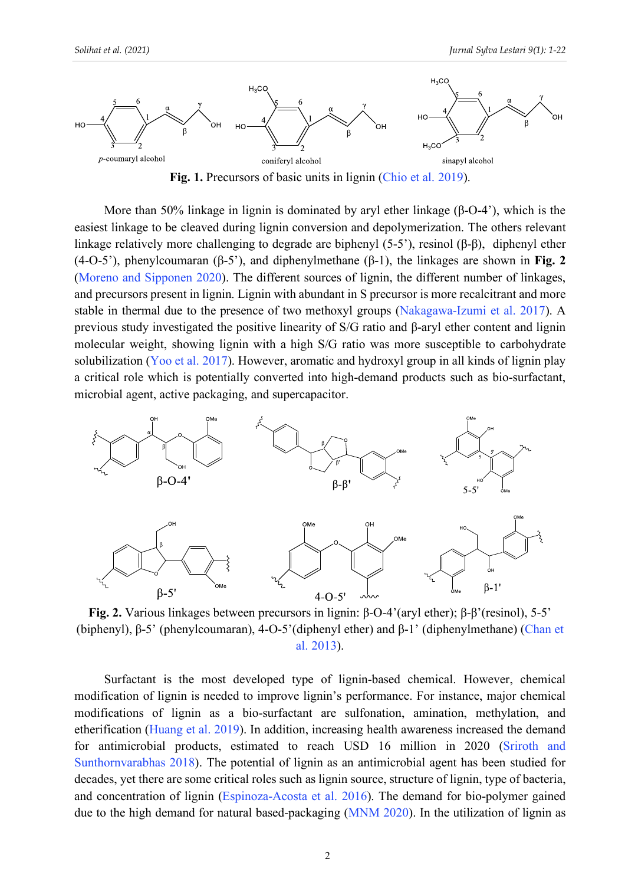**Fig. 1.** Precursors of basic units in lignin (Chio et al. 2019).

More than 50% linkage in lignin is dominated by aryl ether linkage (β-O-4'), which is the easiest linkage to be cleaved during lignin conversion and depolymerization. The others relevant linkage relatively more challenging to degrade are biphenyl (5-5'), resinol (β-β), diphenyl ether (4-O-5'), phenylcoumaran (β-5'), and diphenylmethane (β-1), the linkages are shown in **Fig. 2** (Moreno and Sipponen 2020). The different sources of lignin, the different number of linkages, and precursors present in lignin. Lignin with abundant in S precursor is more recalcitrant and more stable in thermal due to the presence of two methoxyl groups (Nakagawa-Izumi et al. 2017). A previous study investigated the positive linearity of S/G ratio and β-aryl ether content and lignin molecular weight, showing lignin with a high S/G ratio was more susceptible to carbohydrate solubilization (Yoo et al. 2017). However, aromatic and hydroxyl group in all kinds of lignin play a critical role which is potentially converted into high-demand products such as bio-surfactant, microbial agent, active packaging, and supercapacitor.

**Fig. 2.** Various linkages between precursors in lignin: β-O-4'(aryl ether); β-β'(resinol), 5-5' (biphenyl), β-5' (phenylcoumaran), 4-O-5'(diphenyl ether) and β-1' (diphenylmethane) (Chan et al. 2013).

Surfactant is the most developed type of lignin-based chemical. However, chemical modification of lignin is needed to improve lignin's performance. For instance, major chemical modifications of lignin as a bio-surfactant are sulfonation, amination, methylation, and etherification (Huang et al. 2019). In addition, increasing health awareness increased the demand for antimicrobial products, estimated to reach USD 16 million in 2020 (Sriroth and Sunthornvarabhas 2018). The potential of lignin as an antimicrobial agent has been studied for decades, yet there are some critical roles such as lignin source, structure of lignin, type of bacteria, and concentration of lignin (Espinoza-Acosta et al. 2016). The demand for bio-polymer gained due to the high demand for natural based-packaging (MNM 2020). In the utilization of lignin as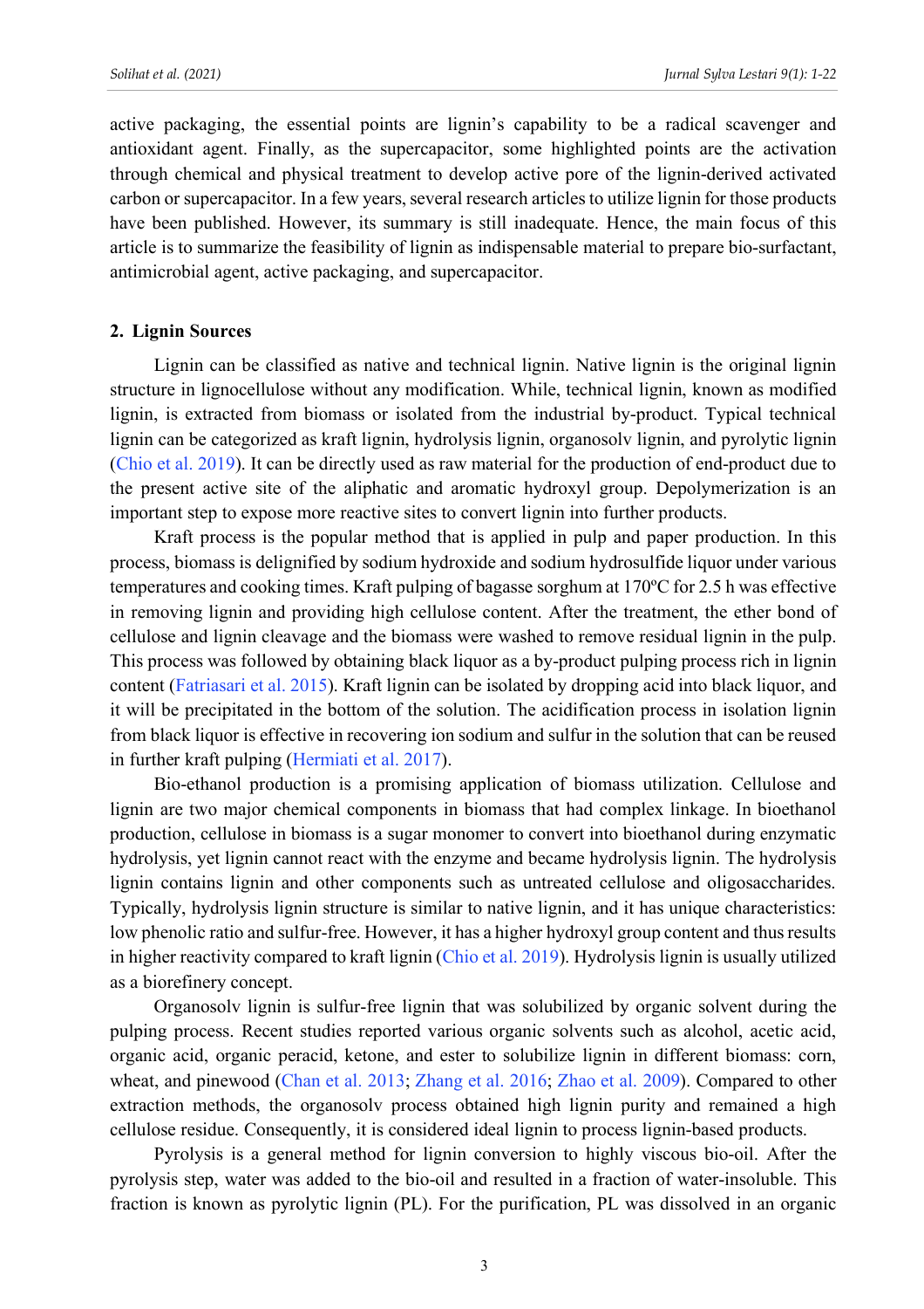active packaging, the essential points are lignin's capability to be a radical scavenger and antioxidant agent. Finally, as the supercapacitor, some highlighted points are the activation through chemical and physical treatment to develop active pore of the lignin-derived activated carbon or supercapacitor. In a few years, several research articles to utilize lignin for those products have been published. However, its summary is still inadequate. Hence, the main focus of this article is to summarize the feasibility of lignin as indispensable material to prepare bio-surfactant, antimicrobial agent, active packaging, and supercapacitor.

## 2. Lignin Sources

Lignin can be classified as native and technical lignin. Native lignin is the original lignin structure in lignocellulose without any modification. While, technical lignin, known as modified lignin, is extracted from biomass or isolated from the industrial by-product. Typical technical lignin can be categorized as kraft lignin, hydrolysis lignin, organosolv lignin, and pyrolytic lignin (Chio et al. 2019). It can be directly used as raw material for the production of end-product due to the present active site of the aliphatic and aromatic hydroxyl group. Depolymerization is an important step to expose more reactive sites to convert lignin into further products.

Kraft process is the popular method that is applied in pulp and paper production. In this process, biomass is delignified by sodium hydroxide and sodium hydrosulfide liquor under various temperatures and cooking times. Kraft pulping of bagasse sorghum at 170ºC for 2.5 h was effective in removing lignin and providing high cellulose content. After the treatment, the ether bond of cellulose and lignin cleavage and the biomass were washed to remove residual lignin in the pulp. This process was followed by obtaining black liquor as a by-product pulping process rich in lignin content (Fatriasari et al. 2015). Kraft lignin can be isolated by dropping acid into black liquor, and it will be precipitated in the bottom of the solution. The acidification process in isolation lignin from black liquor is effective in recovering ion sodium and sulfur in the solution that can be reused in further kraft pulping (Hermiati et al. 2017).

Bio-ethanol production is a promising application of biomass utilization. Cellulose and lignin are two major chemical components in biomass that had complex linkage. In bioethanol production, cellulose in biomass is a sugar monomer to convert into bioethanol during enzymatic hydrolysis, yet lignin cannot react with the enzyme and became hydrolysis lignin. The hydrolysis lignin contains lignin and other components such as untreated cellulose and oligosaccharides. Typically, hydrolysis lignin structure is similar to native lignin, and it has unique characteristics: low phenolic ratio and sulfur-free. However, it has a higher hydroxyl group content and thus results in higher reactivity compared to kraft lignin (Chio et al. 2019). Hydrolysis lignin is usually utilized as a biorefinery concept.

Organosolv lignin is sulfur-free lignin that was solubilized by organic solvent during the pulping process. Recent studies reported various organic solvents such as alcohol, acetic acid, organic acid, organic peracid, ketone, and ester to solubilize lignin in different biomass: corn, wheat, and pinewood (Chan et al. 2013; Zhang et al. 2016; Zhao et al. 2009). Compared to other extraction methods, the organosolv process obtained high lignin purity and remained a high cellulose residue. Consequently, it is considered ideal lignin to process lignin-based products.

Pyrolysis is a general method for lignin conversion to highly viscous bio-oil. After the pyrolysis step, water was added to the bio-oil and resulted in a fraction of water-insoluble. This fraction is known as pyrolytic lignin (PL). For the purification, PL was dissolved in an organic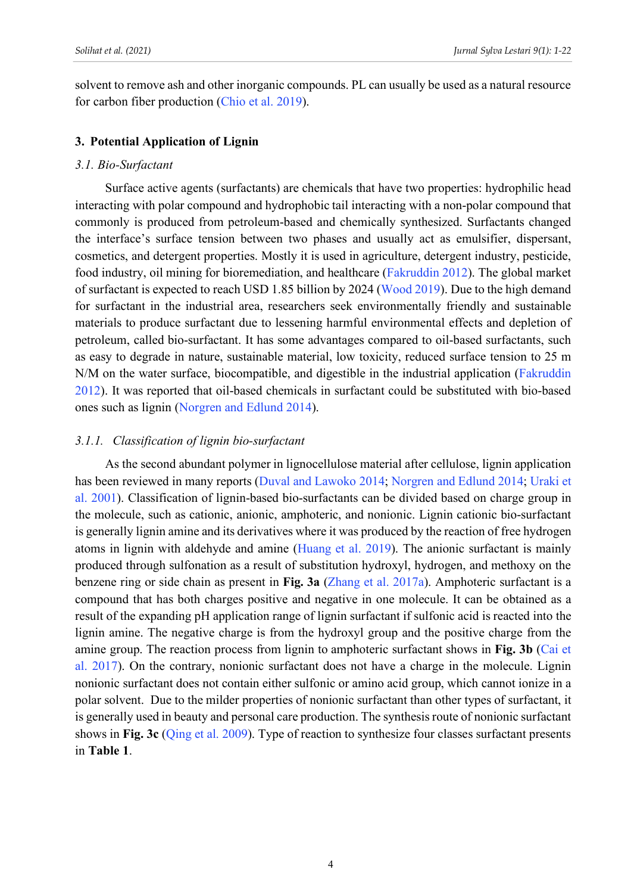solvent to remove ash and other inorganic compounds. PL can usually be used as a natural resource for carbon fiber production (Chio et al. 2019).

## 3. Potential Application of Lignin

### *3.1. Bio-Surfactant*

Surface active agents (surfactants) are chemicals that have two properties: hydrophilic head interacting with polar compound and hydrophobic tail interacting with a non-polar compound that commonly is produced from petroleum-based and chemically synthesized. Surfactants changed the interface's surface tension between two phases and usually act as emulsifier, dispersant, cosmetics, and detergent properties. Mostly it is used in agriculture, detergent industry, pesticide, food industry, oil mining for bioremediation, and healthcare (Fakruddin 2012). The global market of surfactant is expected to reach USD 1.85 billion by 2024 (Wood 2019). Due to the high demand for surfactant in the industrial area, researchers seek environmentally friendly and sustainable materials to produce surfactant due to lessening harmful environmental effects and depletion of petroleum, called bio-surfactant. It has some advantages compared to oil-based surfactants, such as easy to degrade in nature, sustainable material, low toxicity, reduced surface tension to 25 m N/M on the water surface, biocompatible, and digestible in the industrial application (Fakruddin 2012). It was reported that oil-based chemicals in surfactant could be substituted with bio-based ones such as lignin (Norgren and Edlund 2014).

#### *3.1.1. Classification of lignin bio-surfactant*

As the second abundant polymer in lignocellulose material after cellulose, lignin application has been reviewed in many reports (Duval and Lawoko 2014; Norgren and Edlund 2014; Uraki et al. 2001). Classification of lignin-based bio-surfactants can be divided based on charge group in the molecule, such as cationic, anionic, amphoteric, and nonionic. Lignin cationic bio-surfactant is generally lignin amine and its derivatives where it was produced by the reaction of free hydrogen atoms in lignin with aldehyde and amine (Huang et al. 2019). The anionic surfactant is mainly produced through sulfonation as a result of substitution hydroxyl, hydrogen, and methoxy on the benzene ring or side chain as present in **Fig. 3a** (Zhang et al. 2017a). Amphoteric surfactant is a compound that has both charges positive and negative in one molecule. It can be obtained as a result of the expanding pH application range of lignin surfactant if sulfonic acid is reacted into the lignin amine. The negative charge is from the hydroxyl group and the positive charge from the amine group. The reaction process from lignin to amphoteric surfactant shows in **Fig. 3b** (Cai et al. 2017). On the contrary, nonionic surfactant does not have a charge in the molecule. Lignin nonionic surfactant does not contain either sulfonic or amino acid group, which cannot ionize in a polar solvent. Due to the milder properties of nonionic surfactant than other types of surfactant, it is generally used in beauty and personal care production. The synthesis route of nonionic surfactant shows in **Fig. 3c** (Qing et al. 2009). Type of reaction to synthesize four classes surfactant presents in **Table 1**.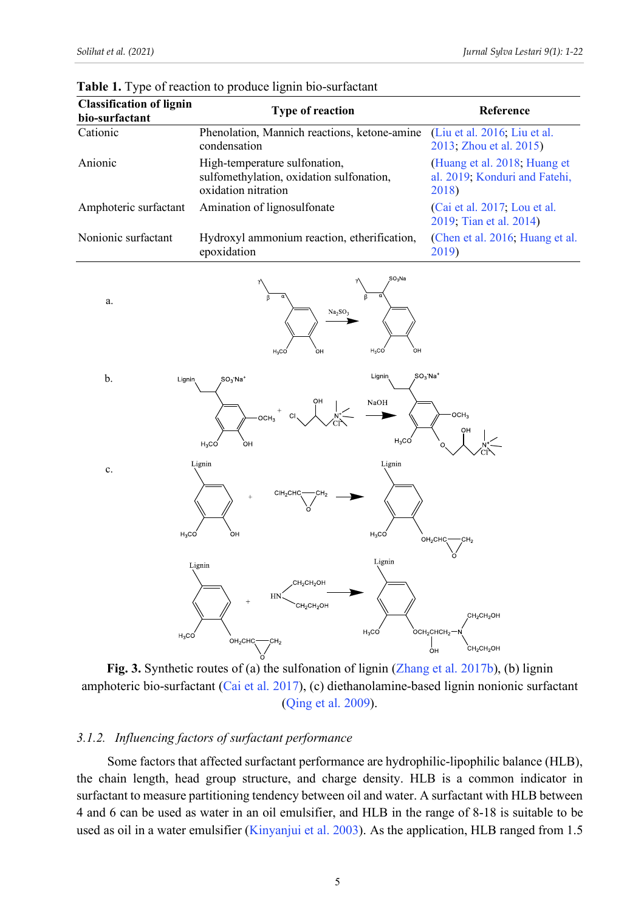**Table 1.** Type of reaction to produce lignin bio-surfactant

| Classification of lignin bio-surfactant | Type of reaction | Reference |
|---|---|---|
| Cationic | Phenolation, Mannich reactions, ketone-amine condensation | (Liu et al. 2016; Liu et al. 2013; Zhou et al. 2015) |
| Anionic | High-temperature sulfonation, sulfomethylation, oxidation sulfonation, oxidation nitration | (Huang et al. 2018; Huang et al. 2019; Konduri and Fatehi, 2018) |
| Amphoteric surfactant | Amination of lignosulfonate | (Cai et al. 2017; Lou et al. 2019; Tian et al. 2014) |
| Nonionic surfactant | Hydroxyl ammonium reaction, etherification, epoxidation | (Chen et al. 2016; Huang et al. 2019) |

**Fig. 3.** Synthetic routes of (a) the sulfonation of lignin (Zhang et al. 2017b), (b) lignin amphoteric bio-surfactant (Cai et al. 2017), (c) diethanolamine-based lignin nonionic surfactant (Qing et al. 2009).

### 3.1.2. *Influencing factors of surfactant performance*

Some factors that affected surfactant performance are hydrophilic-lipophilic balance (HLB), the chain length, head group structure, and charge density. HLB is a common indicator in surfactant to measure partitioning tendency between oil and water. A surfactant with HLB between 4 and 6 can be used as water in an oil emulsifier, and HLB in the range of 8-18 is suitable to be used as oil in a water emulsifier (Kinyanjui et al. 2003). As the application, HLB ranged from 1.5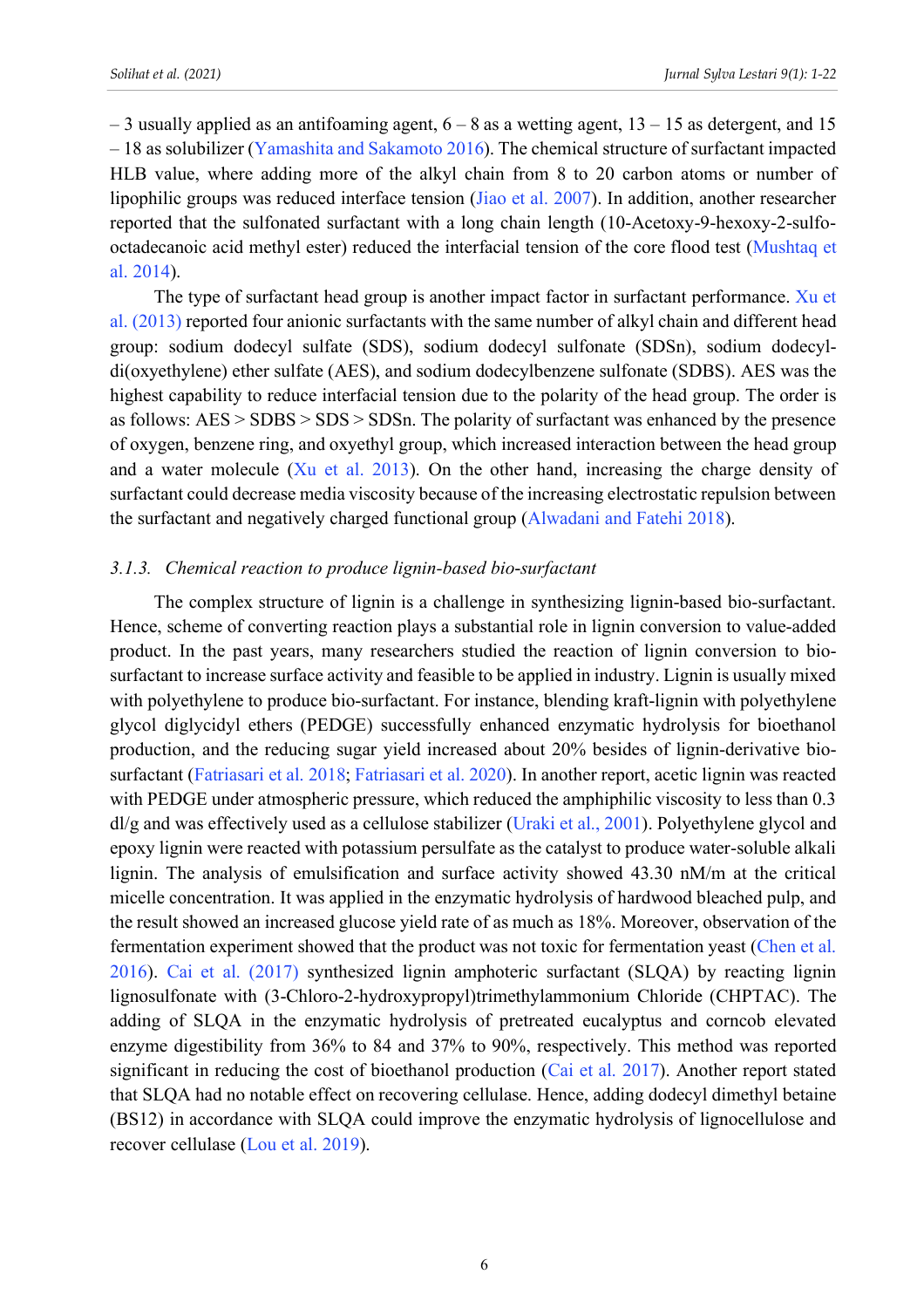– 3 usually applied as an antifoaming agent, 6 – 8 as a wetting agent, 13 – 15 as detergent, and 15 – 18 as solubilizer (Yamashita and Sakamoto 2016). The chemical structure of surfactant impacted HLB value, where adding more of the alkyl chain from 8 to 20 carbon atoms or number of lipophilic groups was reduced interface tension (Jiao et al. 2007). In addition, another researcher reported that the sulfonated surfactant with a long chain length (10-Acetoxy-9-hexoxy-2-sulfo-octadecanoic acid methyl ester) reduced the interfacial tension of the core flood test (Mushtaq et al. 2014).

The type of surfactant head group is another impact factor in surfactant performance. Xu et al. (2013) reported four anionic surfactants with the same number of alkyl chain and different head group: sodium dodecyl sulfate (SDS), sodium dodecyl sulfonate (SDSn), sodium dodecyl-di(oxyethylene) ether sulfate (AES), and sodium dodecylbenzene sulfonate (SDBS). AES was the highest capability to reduce interfacial tension due to the polarity of the head group. The order is as follows: AES > SDBS > SDS > SDSn. The polarity of surfactant was enhanced by the presence of oxygen, benzene ring, and oxyethyl group, which increased interaction between the head group and a water molecule (Xu et al. 2013). On the other hand, increasing the charge density of surfactant could decrease media viscosity because of the increasing electrostatic repulsion between the surfactant and negatively charged functional group (Alwadani and Fatehi 2018).

### *3.1.3. Chemical reaction to produce lignin-based bio-surfactant*

The complex structure of lignin is a challenge in synthesizing lignin-based bio-surfactant. Hence, scheme of converting reaction plays a substantial role in lignin conversion to value-added product. In the past years, many researchers studied the reaction of lignin conversion to bio-surfactant to increase surface activity and feasible to be applied in industry. Lignin is usually mixed with polyethylene to produce bio-surfactant. For instance, blending kraft-lignin with polyethylene glycol diglycidyl ethers (PEDGE) successfully enhanced enzymatic hydrolysis for bioethanol production, and the reducing sugar yield increased about 20% besides of lignin-derivative bio-surfactant (Fatriasari et al. 2018; Fatriasari et al. 2020). In another report, acetic lignin was reacted with PEDGE under atmospheric pressure, which reduced the amphiphilic viscosity to less than 0.3 dl/g and was effectively used as a cellulose stabilizer (Uraki et al., 2001). Polyethylene glycol and epoxy lignin were reacted with potassium persulfate as the catalyst to produce water-soluble alkali lignin. The analysis of emulsification and surface activity showed 43.30 nM/m at the critical micelle concentration. It was applied in the enzymatic hydrolysis of hardwood bleached pulp, and the result showed an increased glucose yield rate of as much as 18%. Moreover, observation of the fermentation experiment showed that the product was not toxic for fermentation yeast (Chen et al. 2016). Cai et al. (2017) synthesized lignin amphoteric surfactant (SLQA) by reacting lignin lignosulfonate with (3-Chloro-2-hydroxypropyl)trimethylammonium Chloride (CHPTAC). The adding of SLQA in the enzymatic hydrolysis of pretreated eucalyptus and corncob elevated enzyme digestibility from 36% to 84 and 37% to 90%, respectively. This method was reported significant in reducing the cost of bioethanol production (Cai et al. 2017). Another report stated that SLQA had no notable effect on recovering cellulase. Hence, adding dodecyl dimethyl betaine (BS12) in accordance with SLQA could improve the enzymatic hydrolysis of lignocellulose and recover cellulase (Lou et al. 2019).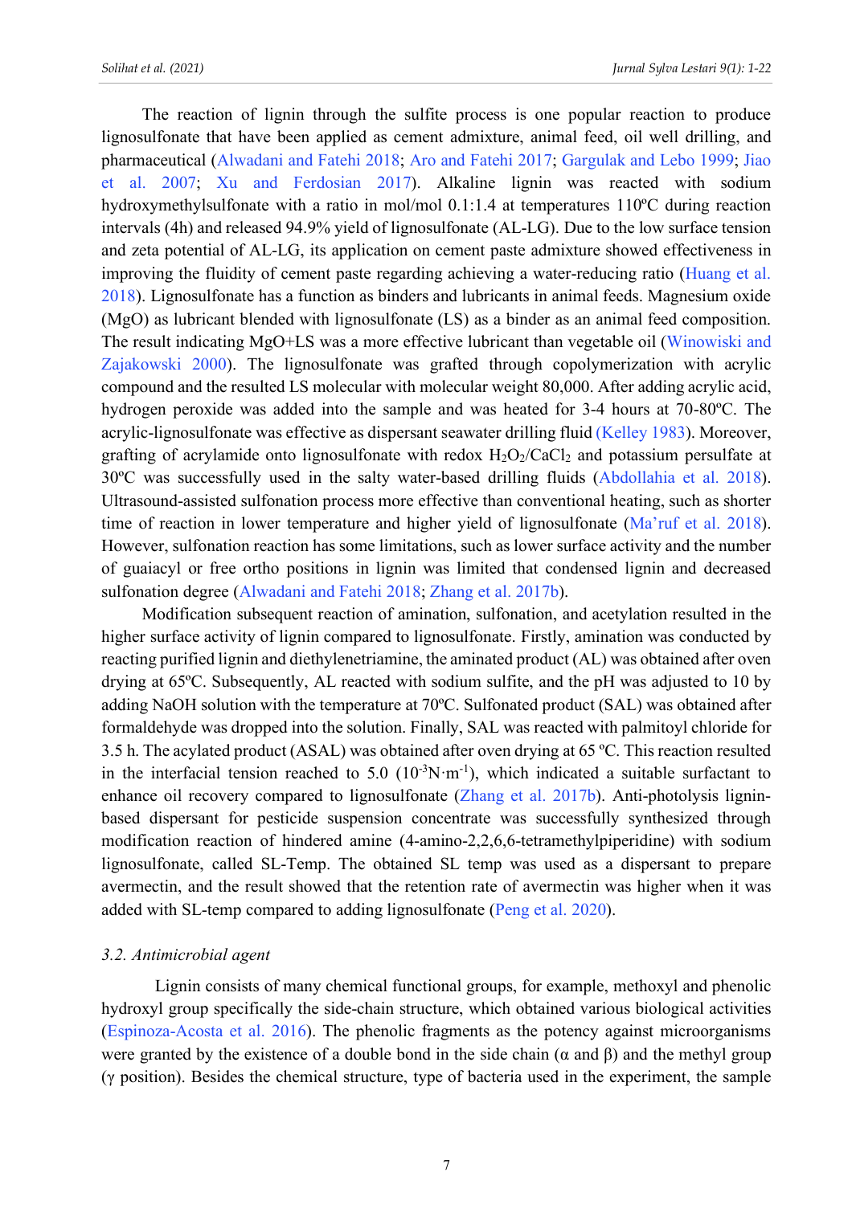The reaction of lignin through the sulfite process is one popular reaction to produce lignosulfonate that have been applied as cement admixture, animal feed, oil well drilling, and pharmaceutical (Alwadani and Fatehi 2018; Aro and Fatehi 2017; Gargulak and Lebo 1999; Jiao et al. 2007; Xu and Ferdosian 2017). Alkaline lignin was reacted with sodium hydroxymethylsulfonate with a ratio in mol/mol 0.1:1.4 at temperatures 110ºC during reaction intervals (4h) and released 94.9% yield of lignosulfonate (AL-LG). Due to the low surface tension and zeta potential of AL-LG, its application on cement paste admixture showed effectiveness in improving the fluidity of cement paste regarding achieving a water-reducing ratio (Huang et al. 2018). Lignosulfonate has a function as binders and lubricants in animal feeds. Magnesium oxide (MgO) as lubricant blended with lignosulfonate (LS) as a binder as an animal feed composition. The result indicating MgO+LS was a more effective lubricant than vegetable oil (Winowiski and Zajakowski 2000). The lignosulfonate was grafted through copolymerization with acrylic compound and the resulted LS molecular with molecular weight 80,000. After adding acrylic acid, hydrogen peroxide was added into the sample and was heated for 3-4 hours at 70-80ºC. The acrylic-lignosulfonate was effective as dispersant seawater drilling fluid (Kelley 1983). Moreover, grafting of acrylamide onto lignosulfonate with redox $H_2O_2/CaCl_2$ and potassium persulfate at 30ºC was successfully used in the salty water-based drilling fluids (Abdollahia et al. 2018). Ultrasound-assisted sulfonation process more effective than conventional heating, such as shorter time of reaction in lower temperature and higher yield of lignosulfonate (Ma'ruf et al. 2018). However, sulfonation reaction has some limitations, such as lower surface activity and the number of guaiacyl or free ortho positions in lignin was limited that condensed lignin and decreased sulfonation degree (Alwadani and Fatehi 2018; Zhang et al. 2017b).

Modification subsequent reaction of amination, sulfonation, and acetylation resulted in the higher surface activity of lignin compared to lignosulfonate. Firstly, amination was conducted by reacting purified lignin and diethylenetriamine, the aminated product (AL) was obtained after oven drying at 65ºC. Subsequently, AL reacted with sodium sulfite, and the pH was adjusted to 10 by adding NaOH solution with the temperature at 70ºC. Sulfonated product (SAL) was obtained after formaldehyde was dropped into the solution. Finally, SAL was reacted with palmitoyl chloride for 3.5 h. The acylated product (ASAL) was obtained after oven drying at 65 ºC. This reaction resulted in the interfacial tension reached to 5.0 ($10^{-3}$N·m$^{-1}$), which indicated a suitable surfactant to enhance oil recovery compared to lignosulfonate (Zhang et al. 2017b). Anti-photolysis lignin-based dispersant for pesticide suspension concentrate was successfully synthesized through modification reaction of hindered amine (4-amino-2,2,6,6-tetramethylpiperidine) with sodium lignosulfonate, called SL-Temp. The obtained SL temp was used as a dispersant to prepare avermectin, and the result showed that the retention rate of avermectin was higher when it was added with SL-temp compared to adding lignosulfonate (Peng et al. 2020).

### *3.2. Antimicrobial agent*

Lignin consists of many chemical functional groups, for example, methoxyl and phenolic hydroxyl group specifically the side-chain structure, which obtained various biological activities (Espinoza-Acosta et al. 2016). The phenolic fragments as the potency against microorganisms were granted by the existence of a double bond in the side chain (α and β) and the methyl group (γ position). Besides the chemical structure, type of bacteria used in the experiment, the sample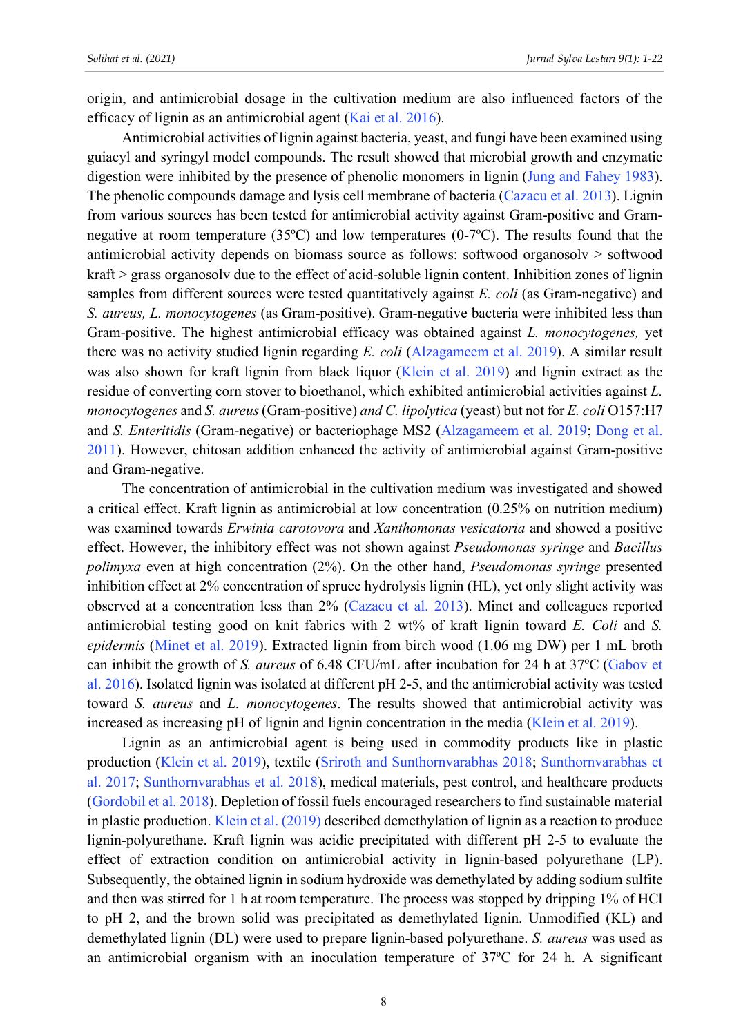origin, and antimicrobial dosage in the cultivation medium are also influenced factors of the efficacy of lignin as an antimicrobial agent (Kai et al. 2016).

Antimicrobial activities of lignin against bacteria, yeast, and fungi have been examined using guiacyl and syringyl model compounds. The result showed that microbial growth and enzymatic digestion were inhibited by the presence of phenolic monomers in lignin (Jung and Fahey 1983). The phenolic compounds damage and lysis cell membrane of bacteria (Cazacu et al. 2013). Lignin from various sources has been tested for antimicrobial activity against Gram-positive and Gram-negative at room temperature (35ºC) and low temperatures (0-7ºC). The results found that the antimicrobial activity depends on biomass source as follows: softwood organosolv > softwood kraft > grass organosolv due to the effect of acid-soluble lignin content. Inhibition zones of lignin samples from different sources were tested quantitatively against *E. coli* (as Gram-negative) and *S. aureus, L. monocytogenes* (as Gram-positive). Gram-negative bacteria were inhibited less than Gram-positive. The highest antimicrobial efficacy was obtained against *L. monocytogenes,* yet there was no activity studied lignin regarding *E. coli* (Alzagameem et al. 2019). A similar result was also shown for kraft lignin from black liquor (Klein et al. 2019) and lignin extract as the residue of converting corn stover to bioethanol, which exhibited antimicrobial activities against *L. monocytogenes* and *S. aureus* (Gram-positive) *and C. lipolytica* (yeast) but not for *E. coli* O157:H7 and *S. Enteritidis* (Gram-negative) or bacteriophage MS2 (Alzagameem et al. 2019; Dong et al. 2011). However, chitosan addition enhanced the activity of antimicrobial against Gram-positive and Gram-negative.

The concentration of antimicrobial in the cultivation medium was investigated and showed a critical effect. Kraft lignin as antimicrobial at low concentration (0.25% on nutrition medium) was examined towards *Erwinia carotovora* and *Xanthomonas vesicatoria* and showed a positive effect. However, the inhibitory effect was not shown against *Pseudomonas syringe* and *Bacillus polimyxa* even at high concentration (2%). On the other hand, *Pseudomonas syringe* presented inhibition effect at 2% concentration of spruce hydrolysis lignin (HL), yet only slight activity was observed at a concentration less than 2% (Cazacu et al. 2013). Minet and colleagues reported antimicrobial testing good on knit fabrics with 2 wt% of kraft lignin toward *E. Coli* and *S. epidermis* (Minet et al. 2019). Extracted lignin from birch wood (1.06 mg DW) per 1 mL broth can inhibit the growth of *S. aureus* of 6.48 CFU/mL after incubation for 24 h at 37ºC (Gabov et al. 2016). Isolated lignin was isolated at different pH 2-5, and the antimicrobial activity was tested toward *S. aureus* and *L. monocytogenes*. The results showed that antimicrobial activity was increased as increasing pH of lignin and lignin concentration in the media (Klein et al. 2019).

Lignin as an antimicrobial agent is being used in commodity products like in plastic production (Klein et al. 2019), textile (Sriroth and Sunthornvarabhas 2018; Sunthornvarabhas et al. 2017; Sunthornvarabhas et al. 2018), medical materials, pest control, and healthcare products (Gordobil et al. 2018). Depletion of fossil fuels encouraged researchers to find sustainable material in plastic production. Klein et al. (2019) described demethylation of lignin as a reaction to produce lignin-polyurethane. Kraft lignin was acidic precipitated with different pH 2-5 to evaluate the effect of extraction condition on antimicrobial activity in lignin-based polyurethane (LP). Subsequently, the obtained lignin in sodium hydroxide was demethylated by adding sodium sulfite and then was stirred for 1 h at room temperature. The process was stopped by dripping 1% of HCl to pH 2, and the brown solid was precipitated as demethylated lignin. Unmodified (KL) and demethylated lignin (DL) were used to prepare lignin-based polyurethane. *S. aureus* was used as an antimicrobial organism with an inoculation temperature of 37ºC for 24 h. A significant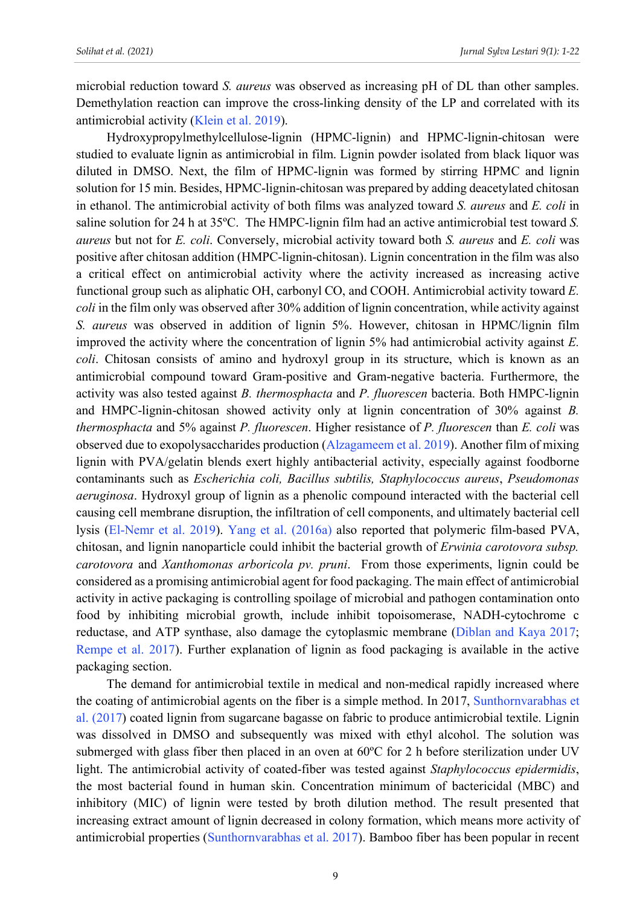microbial reduction toward *S. aureus* was observed as increasing pH of DL than other samples. Demethylation reaction can improve the cross-linking density of the LP and correlated with its antimicrobial activity (Klein et al. 2019).

Hydroxypropylmethylcellulose-lignin (HPMC-lignin) and HPMC-lignin-chitosan were studied to evaluate lignin as antimicrobial in film. Lignin powder isolated from black liquor was diluted in DMSO. Next, the film of HPMC-lignin was formed by stirring HPMC and lignin solution for 15 min. Besides, HPMC-lignin-chitosan was prepared by adding deacetylated chitosan in ethanol. The antimicrobial activity of both films was analyzed toward *S. aureus* and *E. coli* in saline solution for 24 h at 35ºC. The HMPC-lignin film had an active antimicrobial test toward *S. aureus* but not for *E. coli*. Conversely, microbial activity toward both *S. aureus* and *E. coli* was positive after chitosan addition (HMPC-lignin-chitosan). Lignin concentration in the film was also a critical effect on antimicrobial activity where the activity increased as increasing active functional group such as aliphatic OH, carbonyl CO, and COOH. Antimicrobial activity toward *E. coli* in the film only was observed after 30% addition of lignin concentration, while activity against *S. aureus* was observed in addition of lignin 5%. However, chitosan in HPMC/lignin film improved the activity where the concentration of lignin 5% had antimicrobial activity against *E. coli*. Chitosan consists of amino and hydroxyl group in its structure, which is known as an antimicrobial compound toward Gram-positive and Gram-negative bacteria. Furthermore, the activity was also tested against *B. thermosphacta* and *P. fluorescen* bacteria. Both HMPC-lignin and HMPC-lignin-chitosan showed activity only at lignin concentration of 30% against *B. thermosphacta* and 5% against *P. fluorescen*. Higher resistance of *P. fluorescen* than *E. coli* was observed due to exopolysaccharides production (Alzagameem et al. 2019). Another film of mixing lignin with PVA/gelatin blends exert highly antibacterial activity, especially against foodborne contaminants such as *Escherichia coli, Bacillus subtilis, Staphylococcus aureus*, *Pseudomonas aeruginosa*. Hydroxyl group of lignin as a phenolic compound interacted with the bacterial cell causing cell membrane disruption, the infiltration of cell components, and ultimately bacterial cell lysis (El-Nemr et al. 2019). Yang et al. (2016a) also reported that polymeric film-based PVA, chitosan, and lignin nanoparticle could inhibit the bacterial growth of *Erwinia carotovora subsp. carotovora* and *Xanthomonas arboricola pv. pruni*. From those experiments, lignin could be considered as a promising antimicrobial agent for food packaging. The main effect of antimicrobial activity in active packaging is controlling spoilage of microbial and pathogen contamination onto food by inhibiting microbial growth, include inhibit topoisomerase, NADH-cytochrome c reductase, and ATP synthase, also damage the cytoplasmic membrane (Diblan and Kaya 2017; Rempe et al. 2017). Further explanation of lignin as food packaging is available in the active packaging section.

The demand for antimicrobial textile in medical and non-medical rapidly increased where the coating of antimicrobial agents on the fiber is a simple method. In 2017, Sunthornvarabhas et al. (2017) coated lignin from sugarcane bagasse on fabric to produce antimicrobial textile. Lignin was dissolved in DMSO and subsequently was mixed with ethyl alcohol. The solution was submerged with glass fiber then placed in an oven at 60ºC for 2 h before sterilization under UV light. The antimicrobial activity of coated-fiber was tested against *Staphylococcus epidermidis*, the most bacterial found in human skin. Concentration minimum of bactericidal (MBC) and inhibitory (MIC) of lignin were tested by broth dilution method. The result presented that increasing extract amount of lignin decreased in colony formation, which means more activity of antimicrobial properties (Sunthornvarabhas et al. 2017). Bamboo fiber has been popular in recent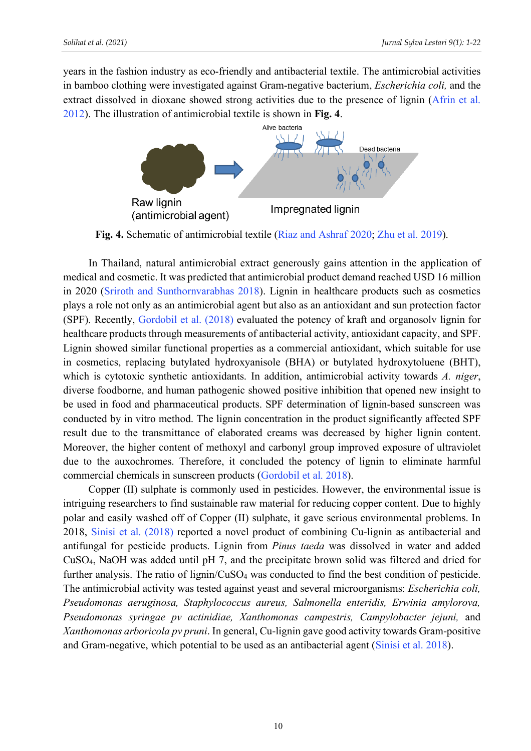years in the fashion industry as eco-friendly and antibacterial textile. The antimicrobial activities in bamboo clothing were investigated against Gram-negative bacterium, *Escherichia coli,* and the extract dissolved in dioxane showed strong activities due to the presence of lignin (Afrin et al. 2012). The illustration of antimicrobial textile is shown in **Fig. 4**.

**Fig. 4.** Schematic of antimicrobial textile (Riaz and Ashraf 2020; Zhu et al. 2019).

In Thailand, natural antimicrobial extract generously gains attention in the application of medical and cosmetic. It was predicted that antimicrobial product demand reached USD 16 million in 2020 (Sriroth and Sunthornvarabhas 2018). Lignin in healthcare products such as cosmetics plays a role not only as an antimicrobial agent but also as an antioxidant and sun protection factor (SPF). Recently, Gordobil et al. (2018) evaluated the potency of kraft and organosolv lignin for healthcare products through measurements of antibacterial activity, antioxidant capacity, and SPF. Lignin showed similar functional properties as a commercial antioxidant, which suitable for use in cosmetics, replacing butylated hydroxyanisole (BHA) or butylated hydroxytoluene (BHT), which is cytotoxic synthetic antioxidants. In addition, antimicrobial activity towards *A. niger*, diverse foodborne, and human pathogenic showed positive inhibition that opened new insight to be used in food and pharmaceutical products. SPF determination of lignin-based sunscreen was conducted by in vitro method. The lignin concentration in the product significantly affected SPF result due to the transmittance of elaborated creams was decreased by higher lignin content. Moreover, the higher content of methoxyl and carbonyl group improved exposure of ultraviolet due to the auxochromes. Therefore, it concluded the potency of lignin to eliminate harmful commercial chemicals in sunscreen products (Gordobil et al. 2018).

Copper (II) sulphate is commonly used in pesticides. However, the environmental issue is intriguing researchers to find sustainable raw material for reducing copper content. Due to highly polar and easily washed off of Copper (II) sulphate, it gave serious environmental problems. In 2018, Sinisi et al. (2018) reported a novel product of combining Cu-lignin as antibacterial and antifungal for pesticide products. Lignin from *Pinus taeda* was dissolved in water and added $CuSO_4$, NaOH was added until pH 7, and the precipitate brown solid was filtered and dried for further analysis. The ratio of lignin/$CuSO_4$ was conducted to find the best condition of pesticide. The antimicrobial activity was tested against yeast and several microorganisms: *Escherichia coli, Pseudomonas aeruginosa, Staphylococcus aureus, Salmonella enteridis, Erwinia amylorova, Pseudomonas syringae pv actinidiae, Xanthomonas campestris, Campylobacter jejuni,* and *Xanthomonas arboricola pv pruni*. In general, Cu-lignin gave good activity towards Gram-positive and Gram-negative, which potential to be used as an antibacterial agent (Sinisi et al. 2018).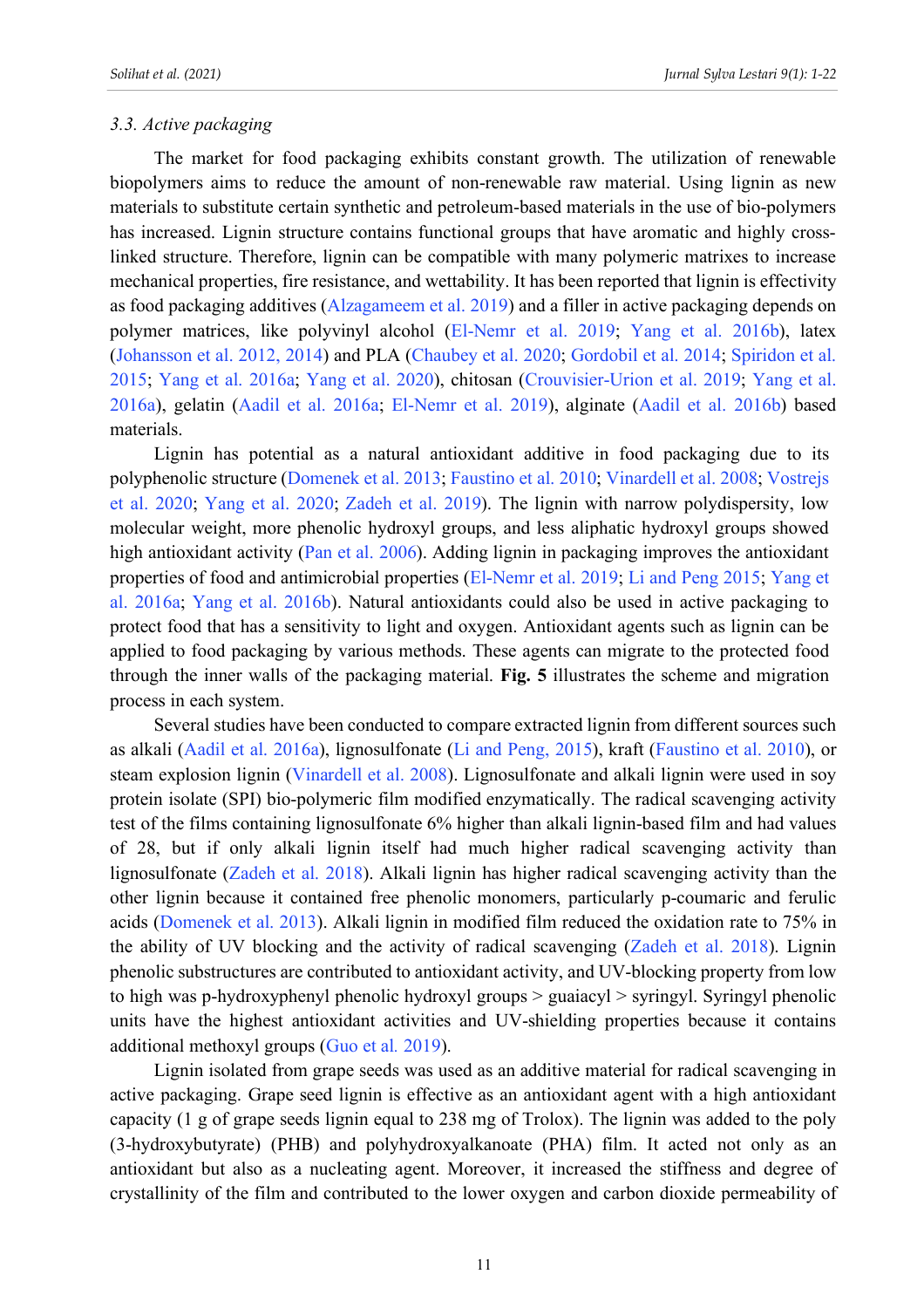*3.3. Active packaging*

The market for food packaging exhibits constant growth. The utilization of renewable biopolymers aims to reduce the amount of non-renewable raw material. Using lignin as new materials to substitute certain synthetic and petroleum-based materials in the use of bio-polymers has increased. Lignin structure contains functional groups that have aromatic and highly cross-linked structure. Therefore, lignin can be compatible with many polymeric matrixes to increase mechanical properties, fire resistance, and wettability. It has been reported that lignin is effectivity as food packaging additives (Alzagameem et al. 2019) and a filler in active packaging depends on polymer matrices, like polyvinyl alcohol (El-Nemr et al. 2019; Yang et al. 2016b), latex (Johansson et al. 2012, 2014) and PLA (Chaubey et al. 2020; Gordobil et al. 2014; Spiridon et al. 2015; Yang et al. 2016a; Yang et al. 2020), chitosan (Crouvisier-Urion et al. 2019; Yang et al. 2016a), gelatin (Aadil et al. 2016a; El-Nemr et al. 2019), alginate (Aadil et al. 2016b) based materials.

Lignin has potential as a natural antioxidant additive in food packaging due to its polyphenolic structure (Domenek et al. 2013; Faustino et al. 2010; Vinardell et al. 2008; Vostrejs et al. 2020; Yang et al. 2020; Zadeh et al. 2019). The lignin with narrow polydispersity, low molecular weight, more phenolic hydroxyl groups, and less aliphatic hydroxyl groups showed high antioxidant activity (Pan et al. 2006). Adding lignin in packaging improves the antioxidant properties of food and antimicrobial properties (El-Nemr et al. 2019; Li and Peng 2015; Yang et al. 2016a; Yang et al. 2016b). Natural antioxidants could also be used in active packaging to protect food that has a sensitivity to light and oxygen. Antioxidant agents such as lignin can be applied to food packaging by various methods. These agents can migrate to the protected food through the inner walls of the packaging material. **Fig. 5** illustrates the scheme and migration process in each system.

Several studies have been conducted to compare extracted lignin from different sources such as alkali (Aadil et al. 2016a), lignosulfonate (Li and Peng, 2015), kraft (Faustino et al. 2010), or steam explosion lignin (Vinardell et al. 2008). Lignosulfonate and alkali lignin were used in soy protein isolate (SPI) bio-polymeric film modified enzymatically. The radical scavenging activity test of the films containing lignosulfonate 6% higher than alkali lignin-based film and had values of 28, but if only alkali lignin itself had much higher radical scavenging activity than lignosulfonate (Zadeh et al. 2018). Alkali lignin has higher radical scavenging activity than the other lignin because it contained free phenolic monomers, particularly p-coumaric and ferulic acids (Domenek et al. 2013). Alkali lignin in modified film reduced the oxidation rate to 75% in the ability of UV blocking and the activity of radical scavenging (Zadeh et al. 2018). Lignin phenolic substructures are contributed to antioxidant activity, and UV-blocking property from low to high was p-hydroxyphenyl phenolic hydroxyl groups > guaiacyl > syringyl. Syringyl phenolic units have the highest antioxidant activities and UV-shielding properties because it contains additional methoxyl groups (Guo et al. 2019).

Lignin isolated from grape seeds was used as an additive material for radical scavenging in active packaging. Grape seed lignin is effective as an antioxidant agent with a high antioxidant capacity (1 g of grape seeds lignin equal to 238 mg of Trolox). The lignin was added to the poly (3-hydroxybutyrate) (PHB) and polyhydroxyalkanoate (PHA) film. It acted not only as an antioxidant but also as a nucleating agent. Moreover, it increased the stiffness and degree of crystallinity of the film and contributed to the lower oxygen and carbon dioxide permeability of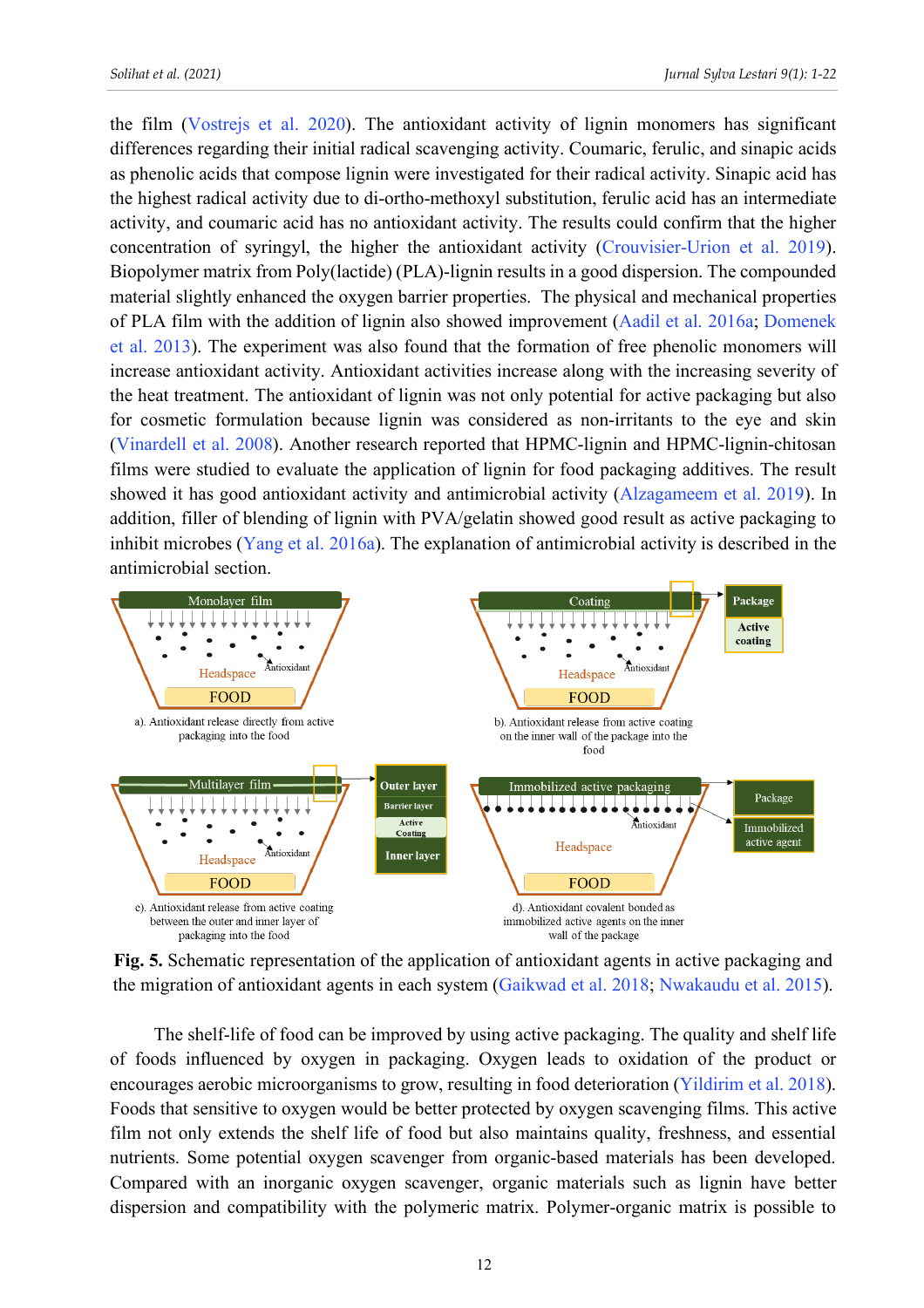the film (Vostrejs et al. 2020). The antioxidant activity of lignin monomers has significant differences regarding their initial radical scavenging activity. Coumaric, ferulic, and sinapic acids as phenolic acids that compose lignin were investigated for their radical activity. Sinapic acid has the highest radical activity due to di-ortho-methoxyl substitution, ferulic acid has an intermediate activity, and coumaric acid has no antioxidant activity. The results could confirm that the higher concentration of syringyl, the higher the antioxidant activity (Crouvisier-Urion et al. 2019). Biopolymer matrix from Poly(lactide) (PLA)-lignin results in a good dispersion. The compounded material slightly enhanced the oxygen barrier properties. The physical and mechanical properties of PLA film with the addition of lignin also showed improvement (Aadil et al. 2016a; Domenek et al. 2013). The experiment was also found that the formation of free phenolic monomers will increase antioxidant activity. Antioxidant activities increase along with the increasing severity of the heat treatment. The antioxidant of lignin was not only potential for active packaging but also for cosmetic formulation because lignin was considered as non-irritants to the eye and skin (Vinardell et al. 2008). Another research reported that HPMC-lignin and HPMC-lignin-chitosan films were studied to evaluate the application of lignin for food packaging additives. The result showed it has good antioxidant activity and antimicrobial activity (Alzagameem et al. 2019). In addition, filler of blending of lignin with PVA/gelatin showed good result as active packaging to inhibit microbes (Yang et al. 2016a). The explanation of antimicrobial activity is described in the antimicrobial section.

Monolayer film — Headspace — Antioxidant — FOOD

a). Antioxidant release directly from active packaging into the food

Coating — Package — Active coating — Headspace — Antioxidant — FOOD

b). Antioxidant release from active coating on the inner wall of the package into the food

Multilayer film — Outer layer — Barrier layer — Active Coating — Inner layer — Headspace — Antioxidant — FOOD

c). Antioxidant release from active coating between the outer and inner layer of packaging into the food

Immobilized active packaging — Package — Immobilized active agent — Antioxidant — Headspace — FOOD

d). Antioxidant covalent bonded as immobilized active agents on the inner wall of the package

**Fig. 5.** Schematic representation of the application of antioxidant agents in active packaging and the migration of antioxidant agents in each system (Gaikwad et al. 2018; Nwakaudu et al. 2015).

The shelf-life of food can be improved by using active packaging. The quality and shelf life of foods influenced by oxygen in packaging. Oxygen leads to oxidation of the product or encourages aerobic microorganisms to grow, resulting in food deterioration (Yildirim et al. 2018). Foods that sensitive to oxygen would be better protected by oxygen scavenging films. This active film not only extends the shelf life of food but also maintains quality, freshness, and essential nutrients. Some potential oxygen scavenger from organic-based materials has been developed. Compared with an inorganic oxygen scavenger, organic materials such as lignin have better dispersion and compatibility with the polymeric matrix. Polymer-organic matrix is possible to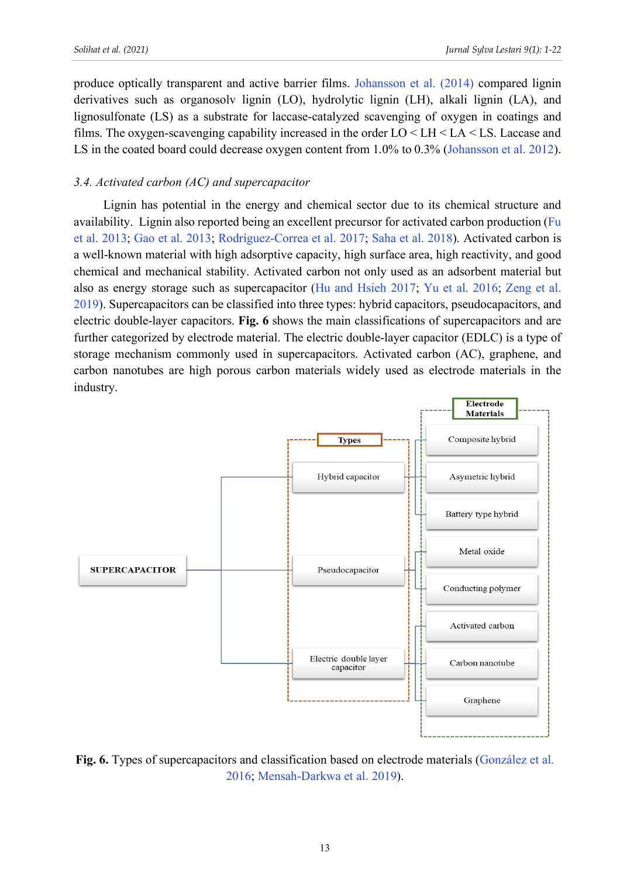produce optically transparent and active barrier films. Johansson et al. (2014) compared lignin derivatives such as organosolv lignin (LO), hydrolytic lignin (LH), alkali lignin (LA), and lignosulfonate (LS) as a substrate for laccase-catalyzed scavenging of oxygen in coatings and films. The oxygen-scavenging capability increased in the order LO < LH < LA < LS. Laccase and LS in the coated board could decrease oxygen content from 1.0% to 0.3% (Johansson et al. 2012).

### *3.4. Activated carbon (AC) and supercapacitor*

Lignin has potential in the energy and chemical sector due to its chemical structure and availability. Lignin also reported being an excellent precursor for activated carbon production (Fu et al. 2013; Gao et al. 2013; Rodríguez-Correa et al. 2017; Saha et al. 2018). Activated carbon is a well-known material with high adsorptive capacity, high surface area, high reactivity, and good chemical and mechanical stability. Activated carbon not only used as an adsorbent material but also as energy storage such as supercapacitor (Hu and Hsieh 2017; Yu et al. 2016; Zeng et al. 2019). Supercapacitors can be classified into three types: hybrid capacitors, pseudocapacitors, and electric double-layer capacitors. **Fig. 6** shows the main classifications of supercapacitors and are further categorized by electrode material. The electric double-layer capacitor (EDLC) is a type of storage mechanism commonly used in supercapacitors. Activated carbon (AC), graphene, and carbon nanotubes are high porous carbon materials widely used as electrode materials in the industry.

**Fig. 6.** Types of supercapacitors and classification based on electrode materials (González et al. 2016; Mensah-Darkwa et al. 2019).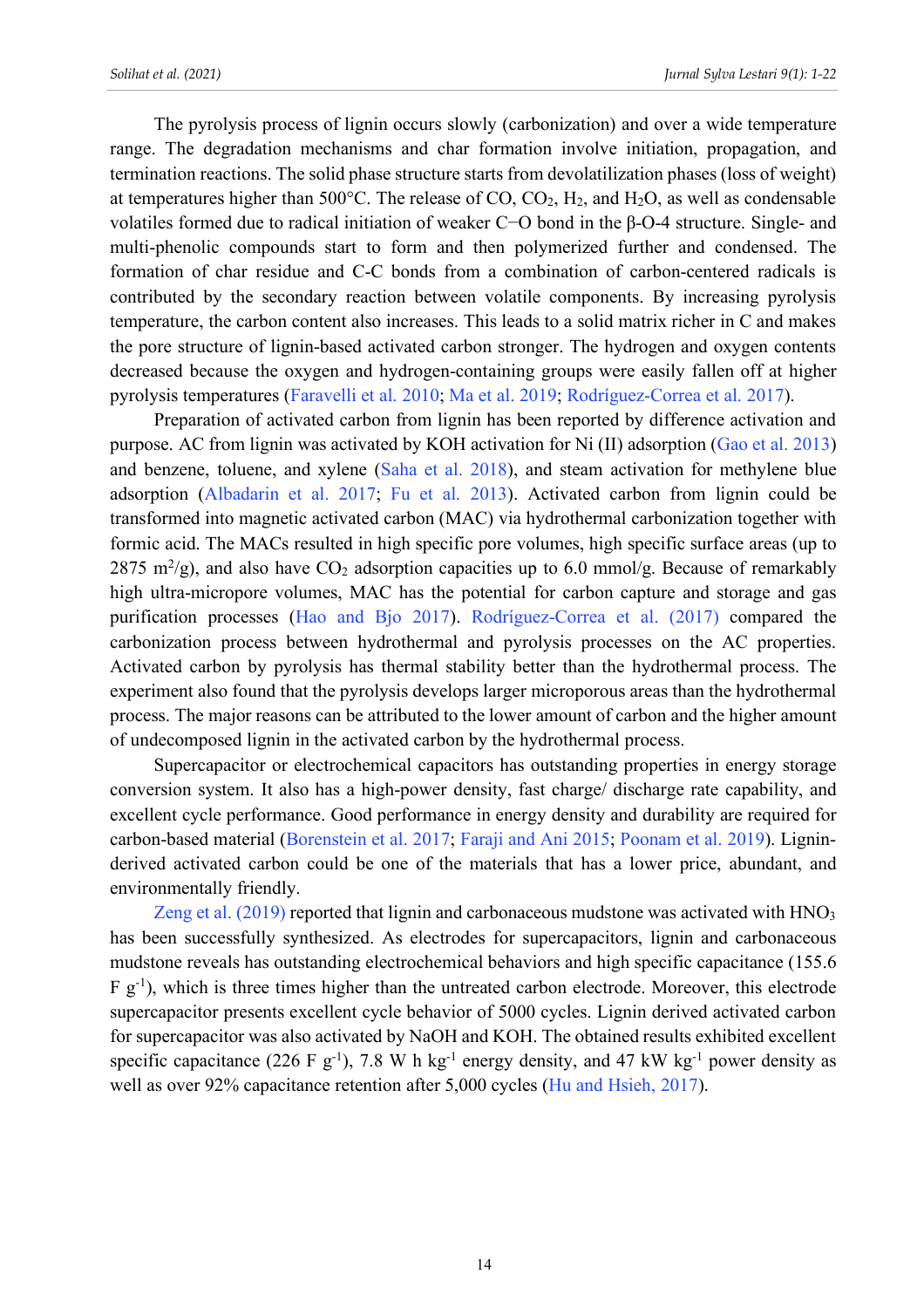The pyrolysis process of lignin occurs slowly (carbonization) and over a wide temperature range. The degradation mechanisms and char formation involve initiation, propagation, and termination reactions. The solid phase structure starts from devolatilization phases (loss of weight) at temperatures higher than 500°C. The release of CO, $CO_2$, $H_2$, and $H_2O$, as well as condensable volatiles formed due to radical initiation of weaker C−O bond in the β-O-4 structure. Single- and multi-phenolic compounds start to form and then polymerized further and condensed. The formation of char residue and C-C bonds from a combination of carbon-centered radicals is contributed by the secondary reaction between volatile components. By increasing pyrolysis temperature, the carbon content also increases. This leads to a solid matrix richer in C and makes the pore structure of lignin-based activated carbon stronger. The hydrogen and oxygen contents decreased because the oxygen and hydrogen-containing groups were easily fallen off at higher pyrolysis temperatures (Faravelli et al. 2010; Ma et al. 2019; Rodríguez-Correa et al. 2017).

Preparation of activated carbon from lignin has been reported by difference activation and purpose. AC from lignin was activated by KOH activation for Ni (II) adsorption (Gao et al. 2013) and benzene, toluene, and xylene (Saha et al. 2018), and steam activation for methylene blue adsorption (Albadarin et al. 2017; Fu et al. 2013). Activated carbon from lignin could be transformed into magnetic activated carbon (MAC) via hydrothermal carbonization together with formic acid. The MACs resulted in high specific pore volumes, high specific surface areas (up to 2875 $m^2$/g), and also have $CO_2$ adsorption capacities up to 6.0 mmol/g. Because of remarkably high ultra-micropore volumes, MAC has the potential for carbon capture and storage and gas purification processes (Hao and Bjo 2017). Rodríguez-Correa et al. (2017) compared the carbonization process between hydrothermal and pyrolysis processes on the AC properties. Activated carbon by pyrolysis has thermal stability better than the hydrothermal process. The experiment also found that the pyrolysis develops larger microporous areas than the hydrothermal process. The major reasons can be attributed to the lower amount of carbon and the higher amount of undecomposed lignin in the activated carbon by the hydrothermal process.

Supercapacitor or electrochemical capacitors has outstanding properties in energy storage conversion system. It also has a high-power density, fast charge/ discharge rate capability, and excellent cycle performance. Good performance in energy density and durability are required for carbon-based material (Borenstein et al. 2017; Faraji and Ani 2015; Poonam et al. 2019). Lignin-derived activated carbon could be one of the materials that has a lower price, abundant, and environmentally friendly.

Zeng et al. (2019) reported that lignin and carbonaceous mudstone was activated with $HNO_3$ has been successfully synthesized. As electrodes for supercapacitors, lignin and carbonaceous mudstone reveals has outstanding electrochemical behaviors and high specific capacitance (155.6 F $g^{-1}$), which is three times higher than the untreated carbon electrode. Moreover, this electrode supercapacitor presents excellent cycle behavior of 5000 cycles. Lignin derived activated carbon for supercapacitor was also activated by NaOH and KOH. The obtained results exhibited excellent specific capacitance (226 F $g^{-1}$), 7.8 W h $kg^{-1}$ energy density, and 47 kW $kg^{-1}$ power density as well as over 92% capacitance retention after 5,000 cycles (Hu and Hsieh, 2017).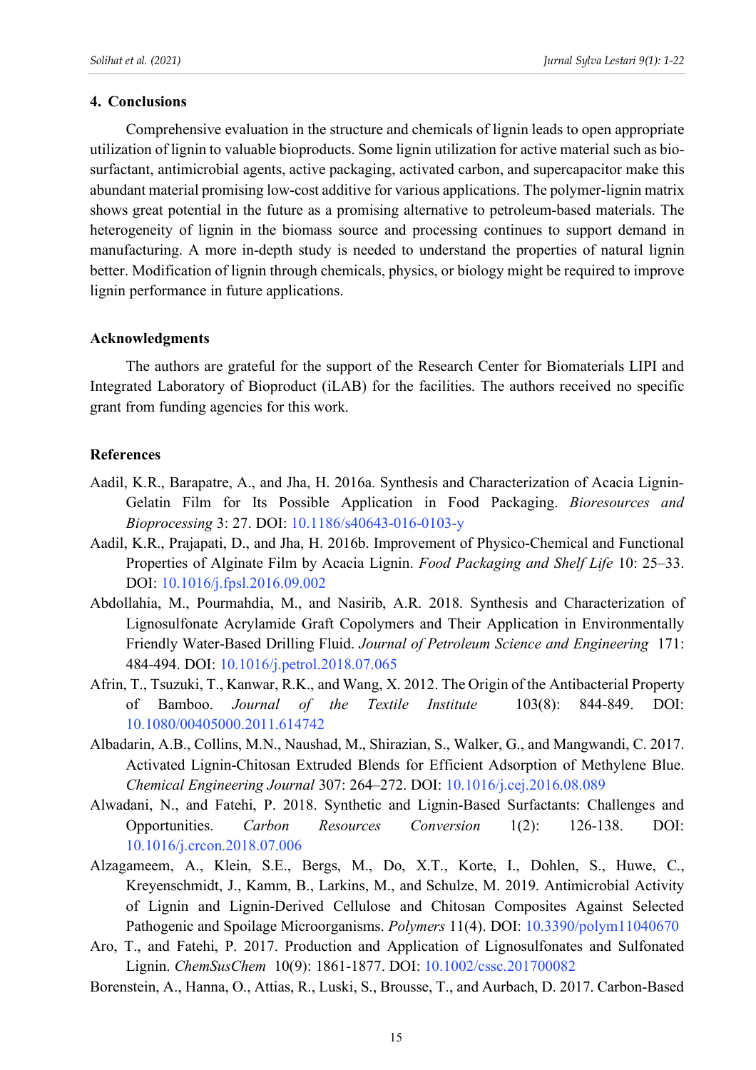## 4. Conclusions

Comprehensive evaluation in the structure and chemicals of lignin leads to open appropriate utilization of lignin to valuable bioproducts. Some lignin utilization for active material such as bio-surfactant, antimicrobial agents, active packaging, activated carbon, and supercapacitor make this abundant material promising low-cost additive for various applications. The polymer-lignin matrix shows great potential in the future as a promising alternative to petroleum-based materials. The heterogeneity of lignin in the biomass source and processing continues to support demand in manufacturing. A more in-depth study is needed to understand the properties of natural lignin better. Modification of lignin through chemicals, physics, or biology might be required to improve lignin performance in future applications.

## Acknowledgments

The authors are grateful for the support of the Research Center for Biomaterials LIPI and Integrated Laboratory of Bioproduct (iLAB) for the facilities. The authors received no specific grant from funding agencies for this work.

## References

Aadil, K.R., Barapatre, A., and Jha, H. 2016a. Synthesis and Characterization of Acacia Lignin-Gelatin Film for Its Possible Application in Food Packaging. *Bioresources and Bioprocessing* 3: 27. DOI: 10.1186/s40643-016-0103-y

Aadil, K.R., Prajapati, D., and Jha, H. 2016b. Improvement of Physico-Chemical and Functional Properties of Alginate Film by Acacia Lignin. *Food Packaging and Shelf Life* 10: 25–33. DOI: 10.1016/j.fpsl.2016.09.002

Abdollahia, M., Pourmahdia, M., and Nasirib, A.R. 2018. Synthesis and Characterization of Lignosulfonate Acrylamide Graft Copolymers and Their Application in Environmentally Friendly Water-Based Drilling Fluid. *Journal of Petroleum Science and Engineering* 171: 484-494. DOI: 10.1016/j.petrol.2018.07.065

Afrin, T., Tsuzuki, T., Kanwar, R.K., and Wang, X. 2012. The Origin of the Antibacterial Property of Bamboo. *Journal of the Textile Institute* 103(8): 844-849. DOI: 10.1080/00405000.2011.614742

Albadarin, A.B., Collins, M.N., Naushad, M., Shirazian, S., Walker, G., and Mangwandi, C. 2017. Activated Lignin-Chitosan Extruded Blends for Efficient Adsorption of Methylene Blue. *Chemical Engineering Journal* 307: 264–272. DOI: 10.1016/j.cej.2016.08.089

Alwadani, N., and Fatehi, P. 2018. Synthetic and Lignin-Based Surfactants: Challenges and Opportunities. *Carbon Resources Conversion* 1(2): 126-138. DOI: 10.1016/j.crcon.2018.07.006

Alzagameem, A., Klein, S.E., Bergs, M., Do, X.T., Korte, I., Dohlen, S., Huwe, C., Kreyenschmidt, J., Kamm, B., Larkins, M., and Schulze, M. 2019. Antimicrobial Activity of Lignin and Lignin-Derived Cellulose and Chitosan Composites Against Selected Pathogenic and Spoilage Microorganisms. *Polymers* 11(4). DOI: 10.3390/polym11040670

Aro, T., and Fatehi, P. 2017. Production and Application of Lignosulfonates and Sulfonated Lignin. *ChemSusChem* 10(9): 1861-1877. DOI: 10.1002/cssc.201700082

Borenstein, A., Hanna, O., Attias, R., Luski, S., Brousse, T., and Aurbach, D. 2017. Carbon-Based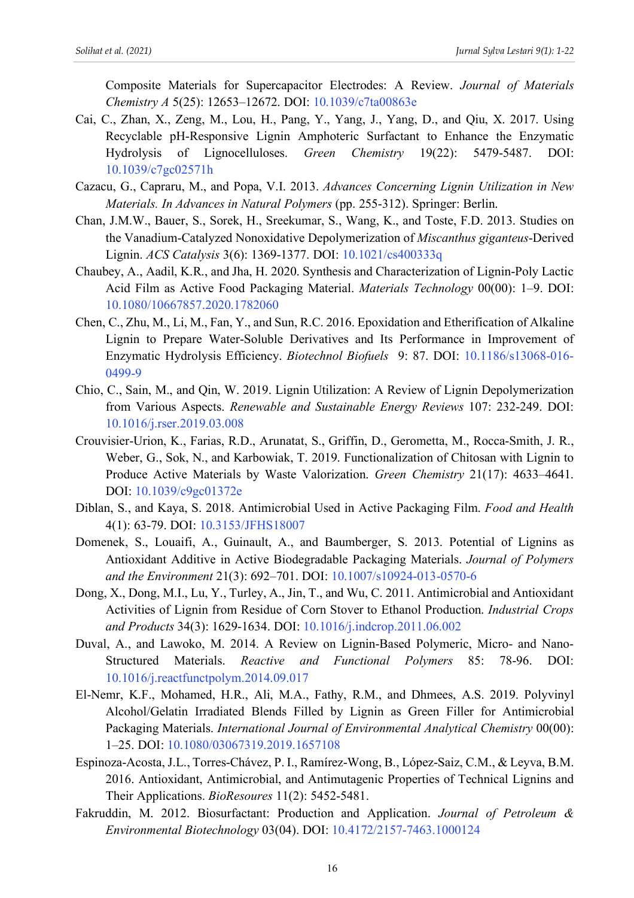Composite Materials for Supercapacitor Electrodes: A Review. *Journal of Materials Chemistry A* 5(25): 12653–12672. DOI: 10.1039/c7ta00863e

Cai, C., Zhan, X., Zeng, M., Lou, H., Pang, Y., Yang, J., Yang, D., and Qiu, X. 2017. Using Recyclable pH-Responsive Lignin Amphoteric Surfactant to Enhance the Enzymatic Hydrolysis of Lignocelluloses. *Green Chemistry* 19(22): 5479-5487. DOI: 10.1039/c7gc02571h

Cazacu, G., Capraru, M., and Popa, V.I. 2013. *Advances Concerning Lignin Utilization in New Materials. In Advances in Natural Polymers* (pp. 255-312). Springer: Berlin.

Chan, J.M.W., Bauer, S., Sorek, H., Sreekumar, S., Wang, K., and Toste, F.D. 2013. Studies on the Vanadium-Catalyzed Nonoxidative Depolymerization of *Miscanthus giganteus*-Derived Lignin. *ACS Catalysis* 3(6): 1369-1377. DOI: 10.1021/cs400333q

Chaubey, A., Aadil, K.R., and Jha, H. 2020. Synthesis and Characterization of Lignin-Poly Lactic Acid Film as Active Food Packaging Material. *Materials Technology* 00(00): 1–9. DOI: 10.1080/10667857.2020.1782060

Chen, C., Zhu, M., Li, M., Fan, Y., and Sun, R.C. 2016. Epoxidation and Etherification of Alkaline Lignin to Prepare Water-Soluble Derivatives and Its Performance in Improvement of Enzymatic Hydrolysis Efficiency. *Biotechnol Biofuels* 9: 87. DOI: 10.1186/s13068-016-0499-9

Chio, C., Sain, M., and Qin, W. 2019. Lignin Utilization: A Review of Lignin Depolymerization from Various Aspects. *Renewable and Sustainable Energy Reviews* 107: 232-249. DOI: 10.1016/j.rser.2019.03.008

Crouvisier-Urion, K., Farias, R.D., Arunatat, S., Griffin, D., Gerometta, M., Rocca-Smith, J. R., Weber, G., Sok, N., and Karbowiak, T. 2019. Functionalization of Chitosan with Lignin to Produce Active Materials by Waste Valorization. *Green Chemistry* 21(17): 4633–4641. DOI: 10.1039/c9gc01372e

Diblan, S., and Kaya, S. 2018. Antimicrobial Used in Active Packaging Film. *Food and Health* 4(1): 63-79. DOI: 10.3153/JFHS18007

Domenek, S., Louaifi, A., Guinault, A., and Baumberger, S. 2013. Potential of Lignins as Antioxidant Additive in Active Biodegradable Packaging Materials. *Journal of Polymers and the Environment* 21(3): 692–701. DOI: 10.1007/s10924-013-0570-6

Dong, X., Dong, M.I., Lu, Y., Turley, A., Jin, T., and Wu, C. 2011. Antimicrobial and Antioxidant Activities of Lignin from Residue of Corn Stover to Ethanol Production. *Industrial Crops and Products* 34(3): 1629-1634. DOI: 10.1016/j.indcrop.2011.06.002

Duval, A., and Lawoko, M. 2014. A Review on Lignin-Based Polymeric, Micro- and Nano-Structured Materials. *Reactive and Functional Polymers* 85: 78-96. DOI: 10.1016/j.reactfunctpolym.2014.09.017

El-Nemr, K.F., Mohamed, H.R., Ali, M.A., Fathy, R.M., and Dhmees, A.S. 2019. Polyvinyl Alcohol/Gelatin Irradiated Blends Filled by Lignin as Green Filler for Antimicrobial Packaging Materials. *International Journal of Environmental Analytical Chemistry* 00(00): 1–25. DOI: 10.1080/03067319.2019.1657108

Espinoza-Acosta, J.L., Torres-Chávez, P. I., Ramírez-Wong, B., López-Saiz, C.M., & Leyva, B.M. 2016. Antioxidant, Antimicrobial, and Antimutagenic Properties of Technical Lignins and Their Applications. *BioResoures* 11(2): 5452-5481.

Fakruddin, M. 2012. Biosurfactant: Production and Application. *Journal of Petroleum & Environmental Biotechnology* 03(04). DOI: 10.4172/2157-7463.1000124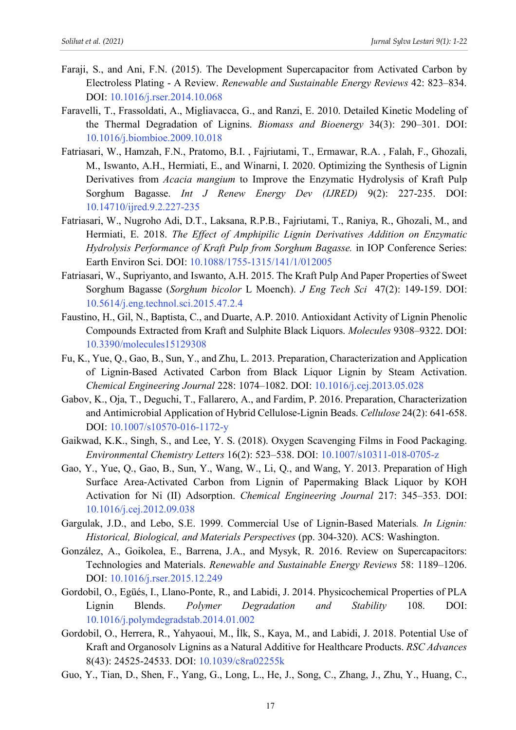Faraji, S., and Ani, F.N. (2015). The Development Supercapacitor from Activated Carbon by Electroless Plating - A Review. *Renewable and Sustainable Energy Reviews* 42: 823–834. DOI: 10.1016/j.rser.2014.10.068

Faravelli, T., Frassoldati, A., Migliavacca, G., and Ranzi, E. 2010. Detailed Kinetic Modeling of the Thermal Degradation of Lignins. *Biomass and Bioenergy* 34(3): 290–301. DOI: 10.1016/j.biombioe.2009.10.018

Fatriasari, W., Hamzah, F.N., Pratomo, B.I. , Fajriutami, T., Ermawar, R.A. , Falah, F., Ghozali, M., Iswanto, A.H., Hermiati, E., and Winarni, I. 2020. Optimizing the Synthesis of Lignin Derivatives from *Acacia mangium* to Improve the Enzymatic Hydrolysis of Kraft Pulp Sorghum Bagasse. *Int J Renew Energy Dev (IJRED)* 9(2): 227-235. DOI: 10.14710/ijred.9.2.227-235

Fatriasari, W., Nugroho Adi, D.T., Laksana, R.P.B., Fajriutami, T., Raniya, R., Ghozali, M., and Hermiati, E. 2018. *The Effect of Amphipilic Lignin Derivatives Addition on Enzymatic Hydrolysis Performance of Kraft Pulp from Sorghum Bagasse.* in IOP Conference Series: Earth Environ Sci. DOI: 10.1088/1755-1315/141/1/012005

Fatriasari, W., Supriyanto, and Iswanto, A.H. 2015. The Kraft Pulp And Paper Properties of Sweet Sorghum Bagasse (*Sorghum bicolor* L Moench). *J Eng Tech Sci* 47(2): 149-159. DOI: 10.5614/j.eng.technol.sci.2015.47.2.4

Faustino, H., Gil, N., Baptista, C., and Duarte, A.P. 2010. Antioxidant Activity of Lignin Phenolic Compounds Extracted from Kraft and Sulphite Black Liquors. *Molecules* 9308–9322. DOI: 10.3390/molecules15129308

Fu, K., Yue, Q., Gao, B., Sun, Y., and Zhu, L. 2013. Preparation, Characterization and Application of Lignin-Based Activated Carbon from Black Liquor Lignin by Steam Activation. *Chemical Engineering Journal* 228: 1074–1082. DOI: 10.1016/j.cej.2013.05.028

Gabov, K., Oja, T., Deguchi, T., Fallarero, A., and Fardim, P. 2016. Preparation, Characterization and Antimicrobial Application of Hybrid Cellulose-Lignin Beads. *Cellulose* 24(2): 641-658. DOI: 10.1007/s10570-016-1172-y

Gaikwad, K.K., Singh, S., and Lee, Y. S. (2018). Oxygen Scavenging Films in Food Packaging. *Environmental Chemistry Letters* 16(2): 523–538. DOI: 10.1007/s10311-018-0705-z

Gao, Y., Yue, Q., Gao, B., Sun, Y., Wang, W., Li, Q., and Wang, Y. 2013. Preparation of High Surface Area-Activated Carbon from Lignin of Papermaking Black Liquor by KOH Activation for Ni (II) Adsorption. *Chemical Engineering Journal* 217: 345–353. DOI: 10.1016/j.cej.2012.09.038

Gargulak, J.D., and Lebo, S.E. 1999. Commercial Use of Lignin-Based Materials. *In Lignin: Historical, Biological, and Materials Perspectives* (pp. 304-320). ACS: Washington.

González, A., Goikolea, E., Barrena, J.A., and Mysyk, R. 2016. Review on Supercapacitors: Technologies and Materials. *Renewable and Sustainable Energy Reviews* 58: 1189–1206. DOI: 10.1016/j.rser.2015.12.249

Gordobil, O., Egüés, I., Llano-Ponte, R., and Labidi, J. 2014. Physicochemical Properties of PLA Lignin Blends. *Polymer Degradation and Stability* 108. DOI: 10.1016/j.polymdegradstab.2014.01.002

Gordobil, O., Herrera, R., Yahyaoui, M., İlk, S., Kaya, M., and Labidi, J. 2018. Potential Use of Kraft and Organosolv Lignins as a Natural Additive for Healthcare Products. *RSC Advances* 8(43): 24525-24533. DOI: 10.1039/c8ra02255k

Guo, Y., Tian, D., Shen, F., Yang, G., Long, L., He, J., Song, C., Zhang, J., Zhu, Y., Huang, C.,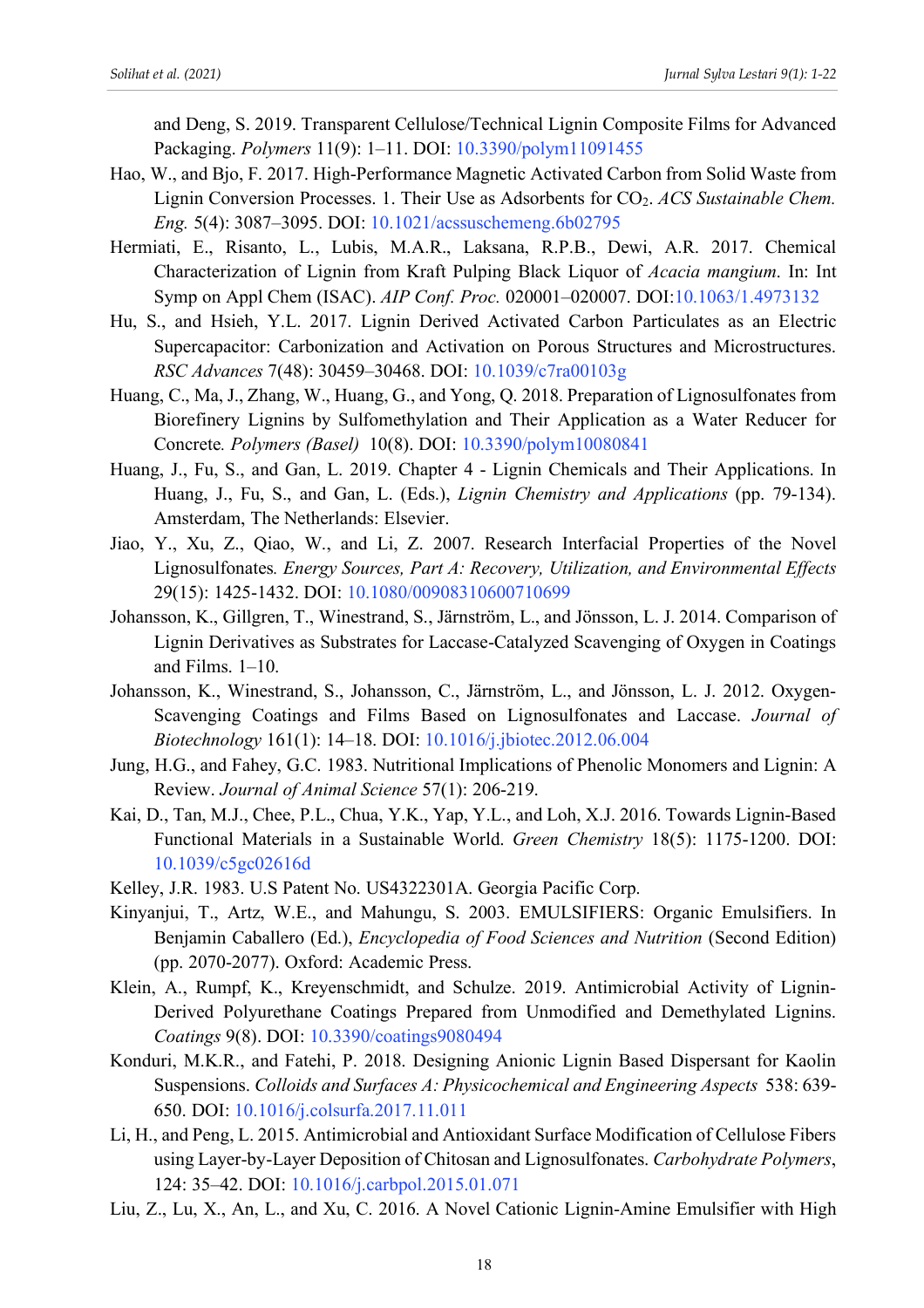and Deng, S. 2019. Transparent Cellulose/Technical Lignin Composite Films for Advanced Packaging. *Polymers* 11(9): 1–11. DOI: 10.3390/polym11091455

Hao, W., and Bjo, F. 2017. High-Performance Magnetic Activated Carbon from Solid Waste from Lignin Conversion Processes. 1. Their Use as Adsorbents for $CO_2$. *ACS Sustainable Chem. Eng.* 5(4): 3087–3095. DOI: 10.1021/acssuschemeng.6b02795

Hermiati, E., Risanto, L., Lubis, M.A.R., Laksana, R.P.B., Dewi, A.R. 2017. Chemical Characterization of Lignin from Kraft Pulping Black Liquor of *Acacia mangium*. In: Int Symp on Appl Chem (ISAC). *AIP Conf. Proc.* 020001–020007. DOI:10.1063/1.4973132

Hu, S., and Hsieh, Y.L. 2017. Lignin Derived Activated Carbon Particulates as an Electric Supercapacitor: Carbonization and Activation on Porous Structures and Microstructures. *RSC Advances* 7(48): 30459–30468. DOI: 10.1039/c7ra00103g

Huang, C., Ma, J., Zhang, W., Huang, G., and Yong, Q. 2018. Preparation of Lignosulfonates from Biorefinery Lignins by Sulfomethylation and Their Application as a Water Reducer for Concrete. *Polymers (Basel)* 10(8). DOI: 10.3390/polym10080841

Huang, J., Fu, S., and Gan, L. 2019. Chapter 4 - Lignin Chemicals and Their Applications. In Huang, J., Fu, S., and Gan, L. (Eds.), *Lignin Chemistry and Applications* (pp. 79-134). Amsterdam, The Netherlands: Elsevier.

Jiao, Y., Xu, Z., Qiao, W., and Li, Z. 2007. Research Interfacial Properties of the Novel Lignosulfonates. *Energy Sources, Part A: Recovery, Utilization, and Environmental Effects* 29(15): 1425-1432. DOI: 10.1080/00908310600710699

Johansson, K., Gillgren, T., Winestrand, S., Järnström, L., and Jönsson, L. J. 2014. Comparison of Lignin Derivatives as Substrates for Laccase-Catalyzed Scavenging of Oxygen in Coatings and Films. 1–10.

Johansson, K., Winestrand, S., Johansson, C., Järnström, L., and Jönsson, L. J. 2012. Oxygen-Scavenging Coatings and Films Based on Lignosulfonates and Laccase. *Journal of Biotechnology* 161(1): 14–18. DOI: 10.1016/j.jbiotec.2012.06.004

Jung, H.G., and Fahey, G.C. 1983. Nutritional Implications of Phenolic Monomers and Lignin: A Review. *Journal of Animal Science* 57(1): 206-219.

Kai, D., Tan, M.J., Chee, P.L., Chua, Y.K., Yap, Y.L., and Loh, X.J. 2016. Towards Lignin-Based Functional Materials in a Sustainable World. *Green Chemistry* 18(5): 1175-1200. DOI: 10.1039/c5gc02616d

Kelley, J.R. 1983. U.S Patent No. US4322301A. Georgia Pacific Corp.

Kinyanjui, T., Artz, W.E., and Mahungu, S. 2003. EMULSIFIERS: Organic Emulsifiers. In Benjamin Caballero (Ed.), *Encyclopedia of Food Sciences and Nutrition* (Second Edition) (pp. 2070-2077). Oxford: Academic Press.

Klein, A., Rumpf, K., Kreyenschmidt, and Schulze. 2019. Antimicrobial Activity of Lignin-Derived Polyurethane Coatings Prepared from Unmodified and Demethylated Lignins. *Coatings* 9(8). DOI: 10.3390/coatings9080494

Konduri, M.K.R., and Fatehi, P. 2018. Designing Anionic Lignin Based Dispersant for Kaolin Suspensions. *Colloids and Surfaces A: Physicochemical and Engineering Aspects* 538: 639-650. DOI: 10.1016/j.colsurfa.2017.11.011

Li, H., and Peng, L. 2015. Antimicrobial and Antioxidant Surface Modification of Cellulose Fibers using Layer-by-Layer Deposition of Chitosan and Lignosulfonates. *Carbohydrate Polymers*, 124: 35–42. DOI: 10.1016/j.carbpol.2015.01.071

Liu, Z., Lu, X., An, L., and Xu, C. 2016. A Novel Cationic Lignin-Amine Emulsifier with High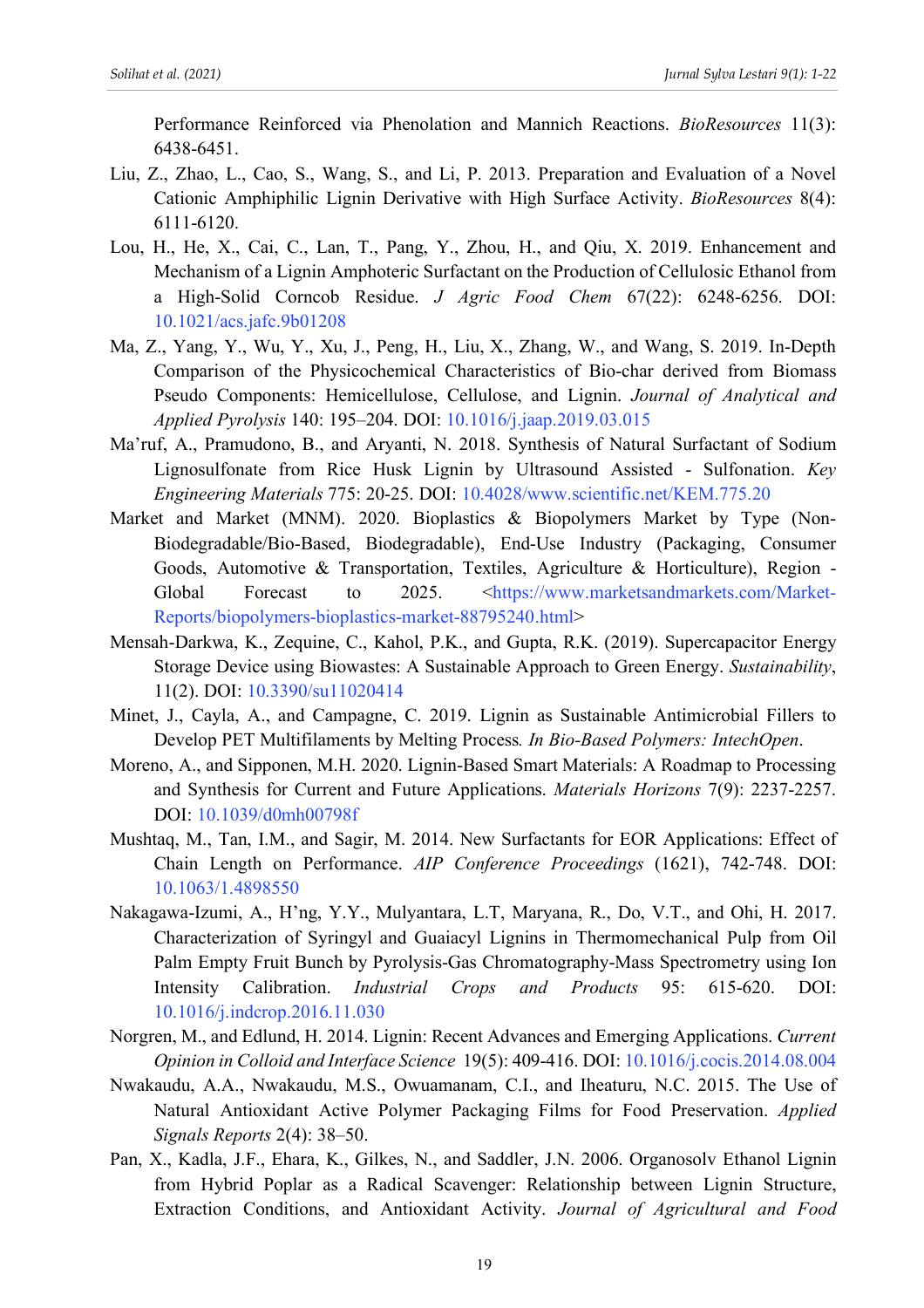Performance Reinforced via Phenolation and Mannich Reactions. *BioResources* 11(3): 6438-6451.

Liu, Z., Zhao, L., Cao, S., Wang, S., and Li, P. 2013. Preparation and Evaluation of a Novel Cationic Amphiphilic Lignin Derivative with High Surface Activity. *BioResources* 8(4): 6111-6120.

Lou, H., He, X., Cai, C., Lan, T., Pang, Y., Zhou, H., and Qiu, X. 2019. Enhancement and Mechanism of a Lignin Amphoteric Surfactant on the Production of Cellulosic Ethanol from a High-Solid Corncob Residue. *J Agric Food Chem* 67(22): 6248-6256. DOI: 10.1021/acs.jafc.9b01208

Ma, Z., Yang, Y., Wu, Y., Xu, J., Peng, H., Liu, X., Zhang, W., and Wang, S. 2019. In-Depth Comparison of the Physicochemical Characteristics of Bio-char derived from Biomass Pseudo Components: Hemicellulose, Cellulose, and Lignin. *Journal of Analytical and Applied Pyrolysis* 140: 195–204. DOI: 10.1016/j.jaap.2019.03.015

Ma'ruf, A., Pramudono, B., and Aryanti, N. 2018. Synthesis of Natural Surfactant of Sodium Lignosulfonate from Rice Husk Lignin by Ultrasound Assisted - Sulfonation. *Key Engineering Materials* 775: 20-25. DOI: 10.4028/www.scientific.net/KEM.775.20

Market and Market (MNM). 2020. Bioplastics & Biopolymers Market by Type (Non-Biodegradable/Bio-Based, Biodegradable), End-Use Industry (Packaging, Consumer Goods, Automotive & Transportation, Textiles, Agriculture & Horticulture), Region - Global Forecast to 2025. <https://www.marketsandmarkets.com/Market-Reports/biopolymers-bioplastics-market-88795240.html>

Mensah-Darkwa, K., Zequine, C., Kahol, P.K., and Gupta, R.K. (2019). Supercapacitor Energy Storage Device using Biowastes: A Sustainable Approach to Green Energy. *Sustainability*, 11(2). DOI: 10.3390/su11020414

Minet, J., Cayla, A., and Campagne, C. 2019. Lignin as Sustainable Antimicrobial Fillers to Develop PET Multifilaments by Melting Process*. In Bio-Based Polymers: IntechOpen*.

Moreno, A., and Sipponen, M.H. 2020. Lignin-Based Smart Materials: A Roadmap to Processing and Synthesis for Current and Future Applications. *Materials Horizons* 7(9): 2237-2257. DOI: 10.1039/d0mh00798f

Mushtaq, M., Tan, I.M., and Sagir, M. 2014. New Surfactants for EOR Applications: Effect of Chain Length on Performance. *AIP Conference Proceedings* (1621), 742-748. DOI: 10.1063/1.4898550

Nakagawa-Izumi, A., H'ng, Y.Y., Mulyantara, L.T, Maryana, R., Do, V.T., and Ohi, H. 2017. Characterization of Syringyl and Guaiacyl Lignins in Thermomechanical Pulp from Oil Palm Empty Fruit Bunch by Pyrolysis-Gas Chromatography-Mass Spectrometry using Ion Intensity Calibration. *Industrial Crops and Products* 95: 615-620. DOI: 10.1016/j.indcrop.2016.11.030

Norgren, M., and Edlund, H. 2014. Lignin: Recent Advances and Emerging Applications. *Current Opinion in Colloid and Interface Science* 19(5): 409-416. DOI: 10.1016/j.cocis.2014.08.004

Nwakaudu, A.A., Nwakaudu, M.S., Owuamanam, C.I., and Iheaturu, N.C. 2015. The Use of Natural Antioxidant Active Polymer Packaging Films for Food Preservation. *Applied Signals Reports* 2(4): 38–50.

Pan, X., Kadla, J.F., Ehara, K., Gilkes, N., and Saddler, J.N. 2006. Organosolv Ethanol Lignin from Hybrid Poplar as a Radical Scavenger: Relationship between Lignin Structure, Extraction Conditions, and Antioxidant Activity. *Journal of Agricultural and Food*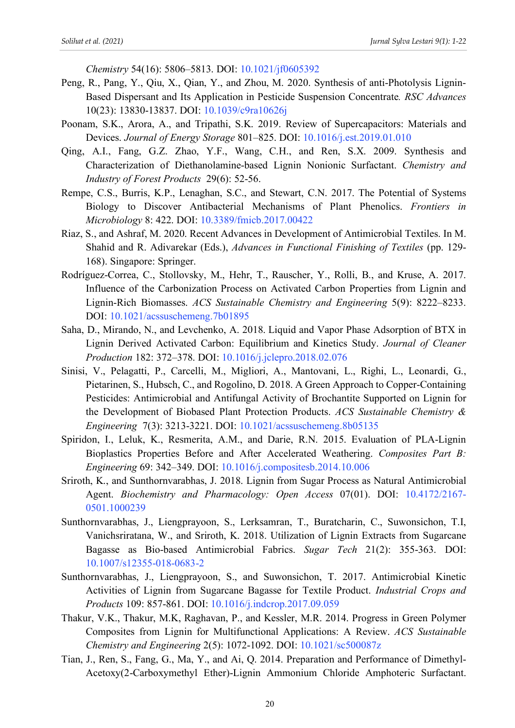*Chemistry* 54(16): 5806–5813. DOI: 10.1021/jf0605392

Peng, R., Pang, Y., Qiu, X., Qian, Y., and Zhou, M. 2020. Synthesis of anti-Photolysis Lignin-Based Dispersant and Its Application in Pesticide Suspension Concentrate*. RSC Advances* 10(23): 13830-13837. DOI: 10.1039/c9ra10626j

Poonam, S.K., Arora, A., and Tripathi, S.K. 2019. Review of Supercapacitors: Materials and Devices. *Journal of Energy Storage* 801–825. DOI: 10.1016/j.est.2019.01.010

Qing, A.I., Fang, G.Z. Zhao, Y.F., Wang, C.H., and Ren, S.X. 2009. Synthesis and Characterization of Diethanolamine-based Lignin Nonionic Surfactant. *Chemistry and Industry of Forest Products* 29(6): 52-56.

Rempe, C.S., Burris, K.P., Lenaghan, S.C., and Stewart, C.N. 2017. The Potential of Systems Biology to Discover Antibacterial Mechanisms of Plant Phenolics. *Frontiers in Microbiology* 8: 422. DOI: 10.3389/fmicb.2017.00422

Riaz, S., and Ashraf, M. 2020. Recent Advances in Development of Antimicrobial Textiles. In M. Shahid and R. Adivarekar (Eds.), *Advances in Functional Finishing of Textiles* (pp. 129-168). Singapore: Springer.

Rodríguez-Correa, C., Stollovsky, M., Hehr, T., Rauscher, Y., Rolli, B., and Kruse, A. 2017. Influence of the Carbonization Process on Activated Carbon Properties from Lignin and Lignin-Rich Biomasses. *ACS Sustainable Chemistry and Engineering* 5(9): 8222–8233. DOI: 10.1021/acssuschemeng.7b01895

Saha, D., Mirando, N., and Levchenko, A. 2018. Liquid and Vapor Phase Adsorption of BTX in Lignin Derived Activated Carbon: Equilibrium and Kinetics Study. *Journal of Cleaner Production* 182: 372–378. DOI: 10.1016/j.jclepro.2018.02.076

Sinisi, V., Pelagatti, P., Carcelli, M., Migliori, A., Mantovani, L., Righi, L., Leonardi, G., Pietarinen, S., Hubsch, C., and Rogolino, D. 2018. A Green Approach to Copper-Containing Pesticides: Antimicrobial and Antifungal Activity of Brochantite Supported on Lignin for the Development of Biobased Plant Protection Products. *ACS Sustainable Chemistry & Engineering* 7(3): 3213-3221. DOI: 10.1021/acssuschemeng.8b05135

Spiridon, I., Leluk, K., Resmerita, A.M., and Darie, R.N. 2015. Evaluation of PLA-Lignin Bioplastics Properties Before and After Accelerated Weathering. *Composites Part B: Engineering* 69: 342–349. DOI: 10.1016/j.compositesb.2014.10.006

Sriroth, K., and Sunthornvarabhas, J. 2018. Lignin from Sugar Process as Natural Antimicrobial Agent. *Biochemistry and Pharmacology: Open Access* 07(01). DOI: 10.4172/2167-0501.1000239

Sunthornvarabhas, J., Liengprayoon, S., Lerksamran, T., Buratcharin, C., Suwonsichon, T.I, Vanichsriratana, W., and Sriroth, K. 2018. Utilization of Lignin Extracts from Sugarcane Bagasse as Bio-based Antimicrobial Fabrics. *Sugar Tech* 21(2): 355-363. DOI: 10.1007/s12355-018-0683-2

Sunthornvarabhas, J., Liengprayoon, S., and Suwonsichon, T. 2017. Antimicrobial Kinetic Activities of Lignin from Sugarcane Bagasse for Textile Product. *Industrial Crops and Products* 109: 857-861. DOI: 10.1016/j.indcrop.2017.09.059

Thakur, V.K., Thakur, M.K, Raghavan, P., and Kessler, M.R. 2014. Progress in Green Polymer Composites from Lignin for Multifunctional Applications: A Review. *ACS Sustainable Chemistry and Engineering* 2(5): 1072-1092. DOI: 10.1021/sc500087z

Tian, J., Ren, S., Fang, G., Ma, Y., and Ai, Q. 2014. Preparation and Performance of Dimethyl-Acetoxy(2-Carboxymethyl Ether)-Lignin Ammonium Chloride Amphoteric Surfactant.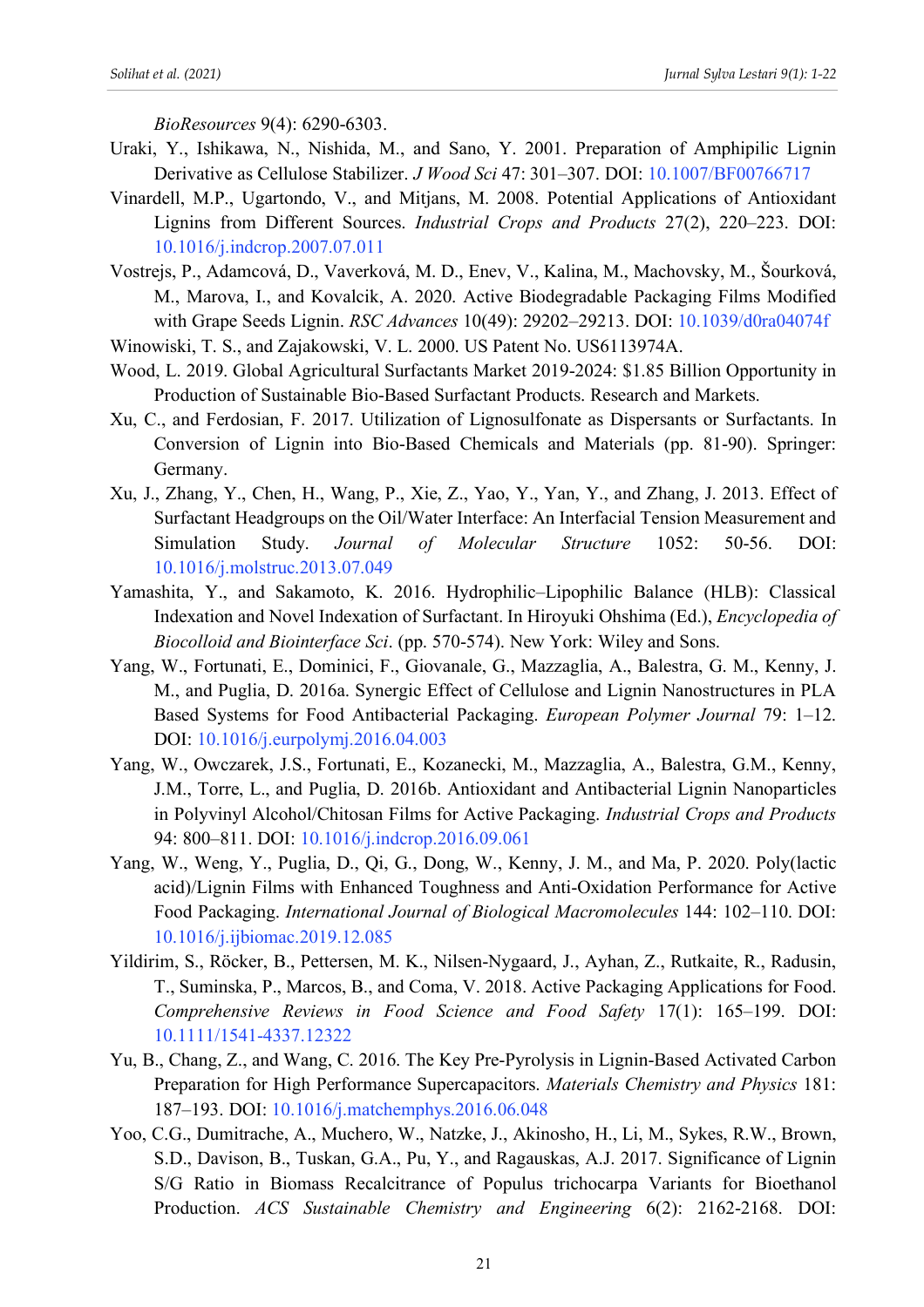*BioResources* 9(4): 6290-6303.

Uraki, Y., Ishikawa, N., Nishida, M., and Sano, Y. 2001. Preparation of Amphipilic Lignin Derivative as Cellulose Stabilizer. *J Wood Sci* 47: 301–307. DOI: 10.1007/BF00766717

Vinardell, M.P., Ugartondo, V., and Mitjans, M. 2008. Potential Applications of Antioxidant Lignins from Different Sources. *Industrial Crops and Products* 27(2), 220–223. DOI: 10.1016/j.indcrop.2007.07.011

Vostrejs, P., Adamcová, D., Vaverková, M. D., Enev, V., Kalina, M., Machovsky, M., Šourková, M., Marova, I., and Kovalcik, A. 2020. Active Biodegradable Packaging Films Modified with Grape Seeds Lignin. *RSC Advances* 10(49): 29202–29213. DOI: 10.1039/d0ra04074f

Winowiski, T. S., and Zajakowski, V. L. 2000. US Patent No. US6113974A.

Wood, L. 2019. Global Agricultural Surfactants Market 2019-2024: $1.85 Billion Opportunity in Production of Sustainable Bio-Based Surfactant Products. Research and Markets.

Xu, C., and Ferdosian, F. 2017. Utilization of Lignosulfonate as Dispersants or Surfactants. In Conversion of Lignin into Bio-Based Chemicals and Materials (pp. 81-90). Springer: Germany.

Xu, J., Zhang, Y., Chen, H., Wang, P., Xie, Z., Yao, Y., Yan, Y., and Zhang, J. 2013. Effect of Surfactant Headgroups on the Oil/Water Interface: An Interfacial Tension Measurement and Simulation Study. *Journal of Molecular Structure* 1052: 50-56. DOI: 10.1016/j.molstruc.2013.07.049

Yamashita, Y., and Sakamoto, K. 2016. Hydrophilic–Lipophilic Balance (HLB): Classical Indexation and Novel Indexation of Surfactant. In Hiroyuki Ohshima (Ed.), *Encyclopedia of Biocolloid and Biointerface Sci*. (pp. 570-574). New York: Wiley and Sons.

Yang, W., Fortunati, E., Dominici, F., Giovanale, G., Mazzaglia, A., Balestra, G. M., Kenny, J. M., and Puglia, D. 2016a. Synergic Effect of Cellulose and Lignin Nanostructures in PLA Based Systems for Food Antibacterial Packaging. *European Polymer Journal* 79: 1–12. DOI: 10.1016/j.eurpolymj.2016.04.003

Yang, W., Owczarek, J.S., Fortunati, E., Kozanecki, M., Mazzaglia, A., Balestra, G.M., Kenny, J.M., Torre, L., and Puglia, D. 2016b. Antioxidant and Antibacterial Lignin Nanoparticles in Polyvinyl Alcohol/Chitosan Films for Active Packaging. *Industrial Crops and Products* 94: 800–811. DOI: 10.1016/j.indcrop.2016.09.061

Yang, W., Weng, Y., Puglia, D., Qi, G., Dong, W., Kenny, J. M., and Ma, P. 2020. Poly(lactic acid)/Lignin Films with Enhanced Toughness and Anti-Oxidation Performance for Active Food Packaging. *International Journal of Biological Macromolecules* 144: 102–110. DOI: 10.1016/j.ijbiomac.2019.12.085

Yildirim, S., Röcker, B., Pettersen, M. K., Nilsen-Nygaard, J., Ayhan, Z., Rutkaite, R., Radusin, T., Suminska, P., Marcos, B., and Coma, V. 2018. Active Packaging Applications for Food. *Comprehensive Reviews in Food Science and Food Safety* 17(1): 165–199. DOI: 10.1111/1541-4337.12322

Yu, B., Chang, Z., and Wang, C. 2016. The Key Pre-Pyrolysis in Lignin-Based Activated Carbon Preparation for High Performance Supercapacitors. *Materials Chemistry and Physics* 181: 187–193. DOI: 10.1016/j.matchemphys.2016.06.048

Yoo, C.G., Dumitrache, A., Muchero, W., Natzke, J., Akinosho, H., Li, M., Sykes, R.W., Brown, S.D., Davison, B., Tuskan, G.A., Pu, Y., and Ragauskas, A.J. 2017. Significance of Lignin S/G Ratio in Biomass Recalcitrance of Populus trichocarpa Variants for Bioethanol Production. *ACS Sustainable Chemistry and Engineering* 6(2): 2162-2168. DOI: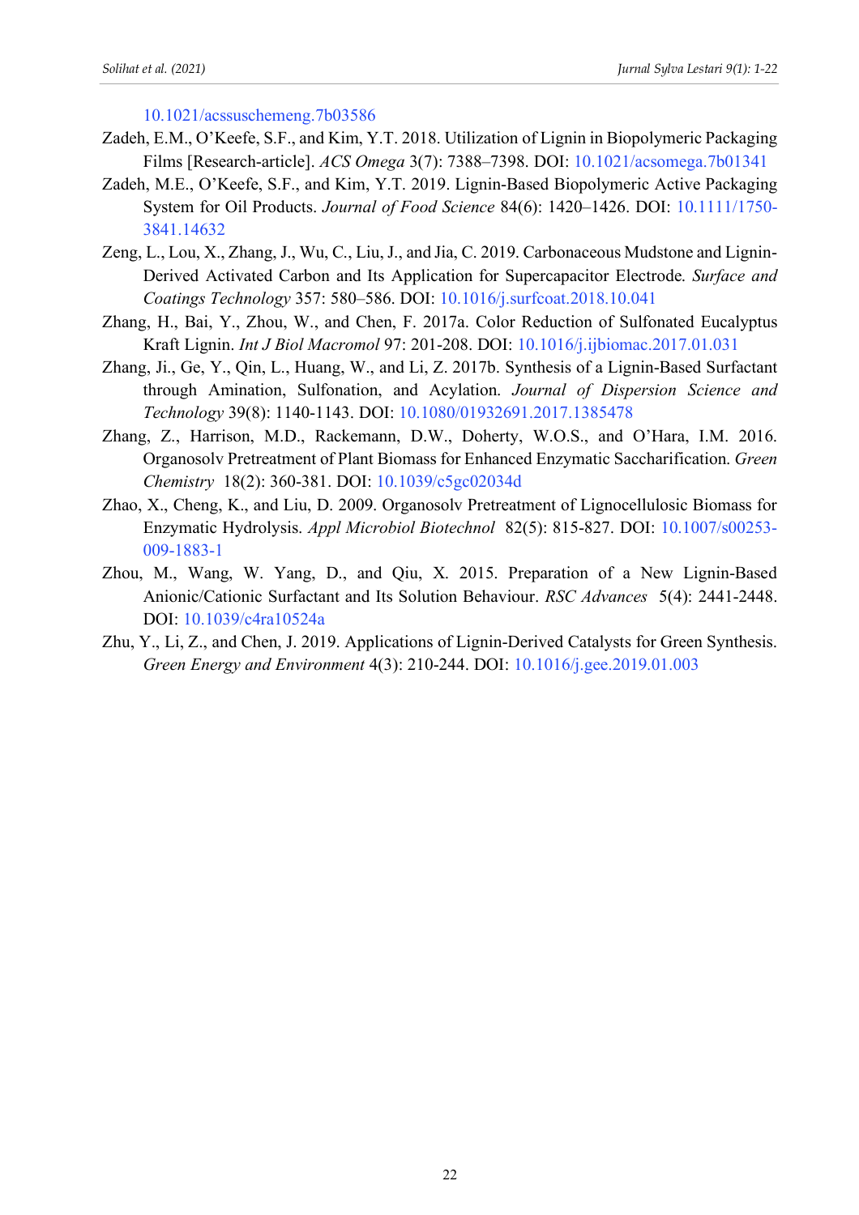10.1021/acssuschemeng.7b03586

Zadeh, E.M., O'Keefe, S.F., and Kim, Y.T. 2018. Utilization of Lignin in Biopolymeric Packaging Films [Research-article]. *ACS Omega* 3(7): 7388–7398. DOI: 10.1021/acsomega.7b01341

Zadeh, M.E., O'Keefe, S.F., and Kim, Y.T. 2019. Lignin-Based Biopolymeric Active Packaging System for Oil Products. *Journal of Food Science* 84(6): 1420–1426. DOI: 10.1111/1750-3841.14632

Zeng, L., Lou, X., Zhang, J., Wu, C., Liu, J., and Jia, C. 2019. Carbonaceous Mudstone and Lignin-Derived Activated Carbon and Its Application for Supercapacitor Electrode. *Surface and Coatings Technology* 357: 580–586. DOI: 10.1016/j.surfcoat.2018.10.041

Zhang, H., Bai, Y., Zhou, W., and Chen, F. 2017a. Color Reduction of Sulfonated Eucalyptus Kraft Lignin. *Int J Biol Macromol* 97: 201-208. DOI: 10.1016/j.ijbiomac.2017.01.031

Zhang, Ji., Ge, Y., Qin, L., Huang, W., and Li, Z. 2017b. Synthesis of a Lignin-Based Surfactant through Amination, Sulfonation, and Acylation. *Journal of Dispersion Science and Technology* 39(8): 1140-1143. DOI: 10.1080/01932691.2017.1385478

Zhang, Z., Harrison, M.D., Rackemann, D.W., Doherty, W.O.S., and O'Hara, I.M. 2016. Organosolv Pretreatment of Plant Biomass for Enhanced Enzymatic Saccharification. *Green Chemistry* 18(2): 360-381. DOI: 10.1039/c5gc02034d

Zhao, X., Cheng, K., and Liu, D. 2009. Organosolv Pretreatment of Lignocellulosic Biomass for Enzymatic Hydrolysis. *Appl Microbiol Biotechnol* 82(5): 815-827. DOI: 10.1007/s00253-009-1883-1

Zhou, M., Wang, W. Yang, D., and Qiu, X. 2015. Preparation of a New Lignin-Based Anionic/Cationic Surfactant and Its Solution Behaviour. *RSC Advances* 5(4): 2441-2448. DOI: 10.1039/c4ra10524a

Zhu, Y., Li, Z., and Chen, J. 2019. Applications of Lignin-Derived Catalysts for Green Synthesis. *Green Energy and Environment* 4(3): 210-244. DOI: 10.1016/j.gee.2019.01.003